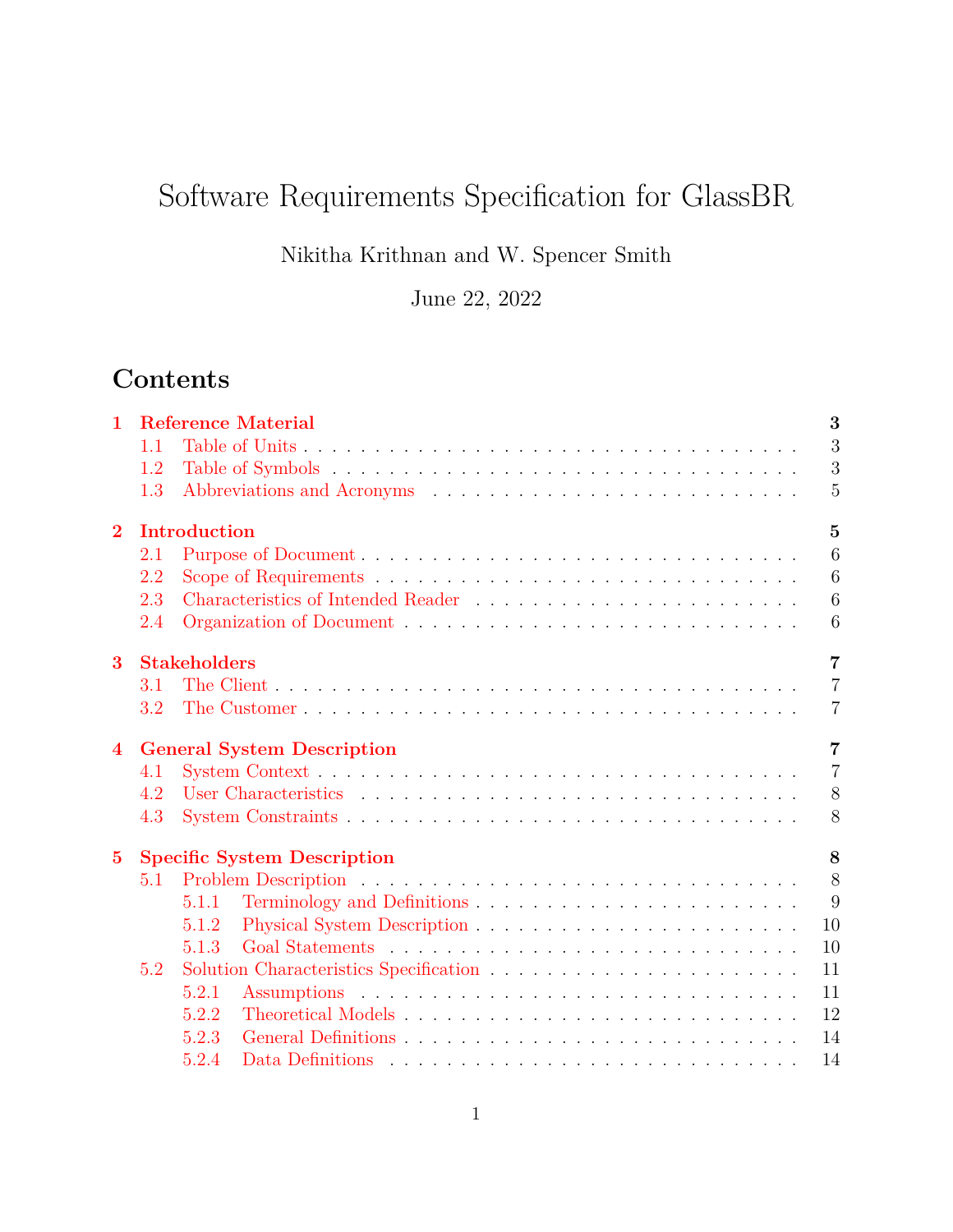# Software Requirements Specification for GlassBR

Nikitha Krithnan and W. Spencer Smith

June 22, 2022

## Contents

- **1 Reference Material** — 3
  - 1.1 Table of Units — 3
  - 1.2 Table of Symbols — 3
  - 1.3 Abbreviations and Acronyms — 5
- **2 Introduction** — 5
  - 2.1 Purpose of Document — 6
  - 2.2 Scope of Requirements — 6
  - 2.3 Characteristics of Intended Reader — 6
  - 2.4 Organization of Document — 6
- **3 Stakeholders** — 7
  - 3.1 The Client — 7
  - 3.2 The Customer — 7
- **4 General System Description** — 7
  - 4.1 System Context — 7
  - 4.2 User Characteristics — 8
  - 4.3 System Constraints — 8
- **5 Specific System Description** — 8
  - 5.1 Problem Description — 8
    - 5.1.1 Terminology and Definitions — 9
    - 5.1.2 Physical System Description — 10
    - 5.1.3 Goal Statements — 10
  - 5.2 Solution Characteristics Specification — 11
    - 5.2.1 Assumptions — 11
    - 5.2.2 Theoretical Models — 12
    - 5.2.3 General Definitions — 14
    - 5.2.4 Data Definitions — 14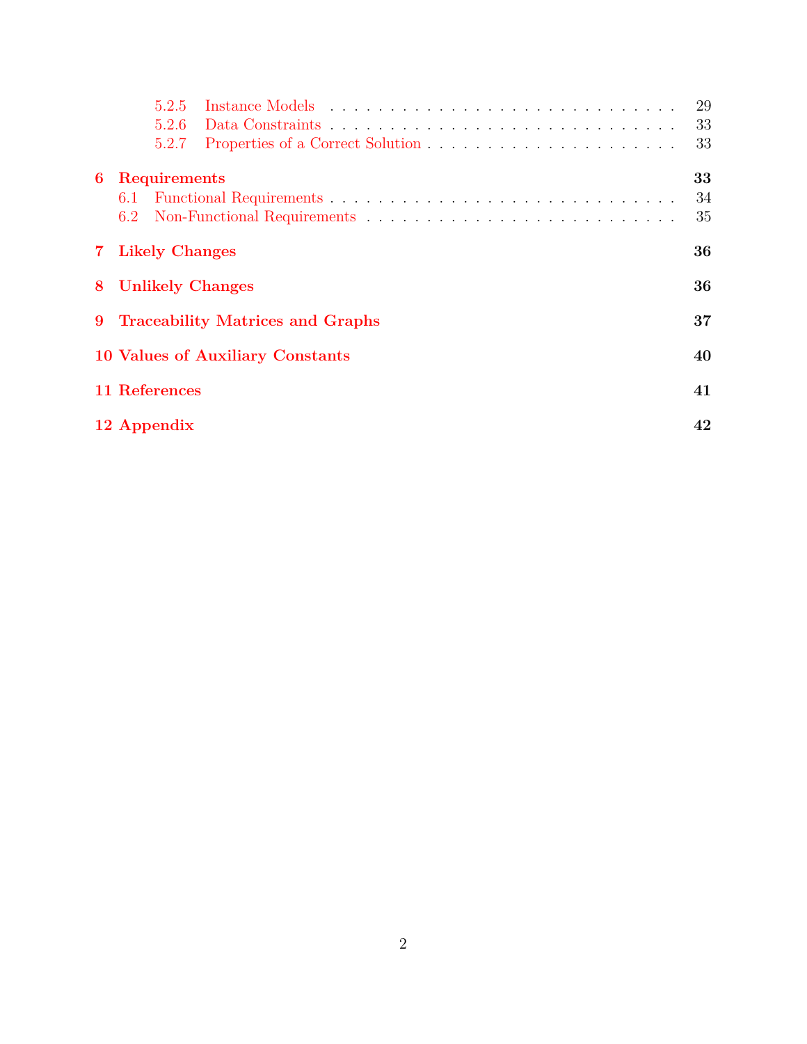5.2.5 Instance Models . . . . . . . . . . . . . . . . . . . . . . . . . . . . . 29
5.2.6 Data Constraints . . . . . . . . . . . . . . . . . . . . . . . . . . . . . 33
5.2.7 Properties of a Correct Solution . . . . . . . . . . . . . . . . . . . . . 33

**6 Requirements** **33**
6.1 Functional Requirements . . . . . . . . . . . . . . . . . . . . . . . . . . . . . 34
6.2 Non-Functional Requirements . . . . . . . . . . . . . . . . . . . . . . . . . . 35

**7 Likely Changes** **36**

**8 Unlikely Changes** **36**

**9 Traceability Matrices and Graphs** **37**

**10 Values of Auxiliary Constants** **40**

**11 References** **41**

**12 Appendix** **42**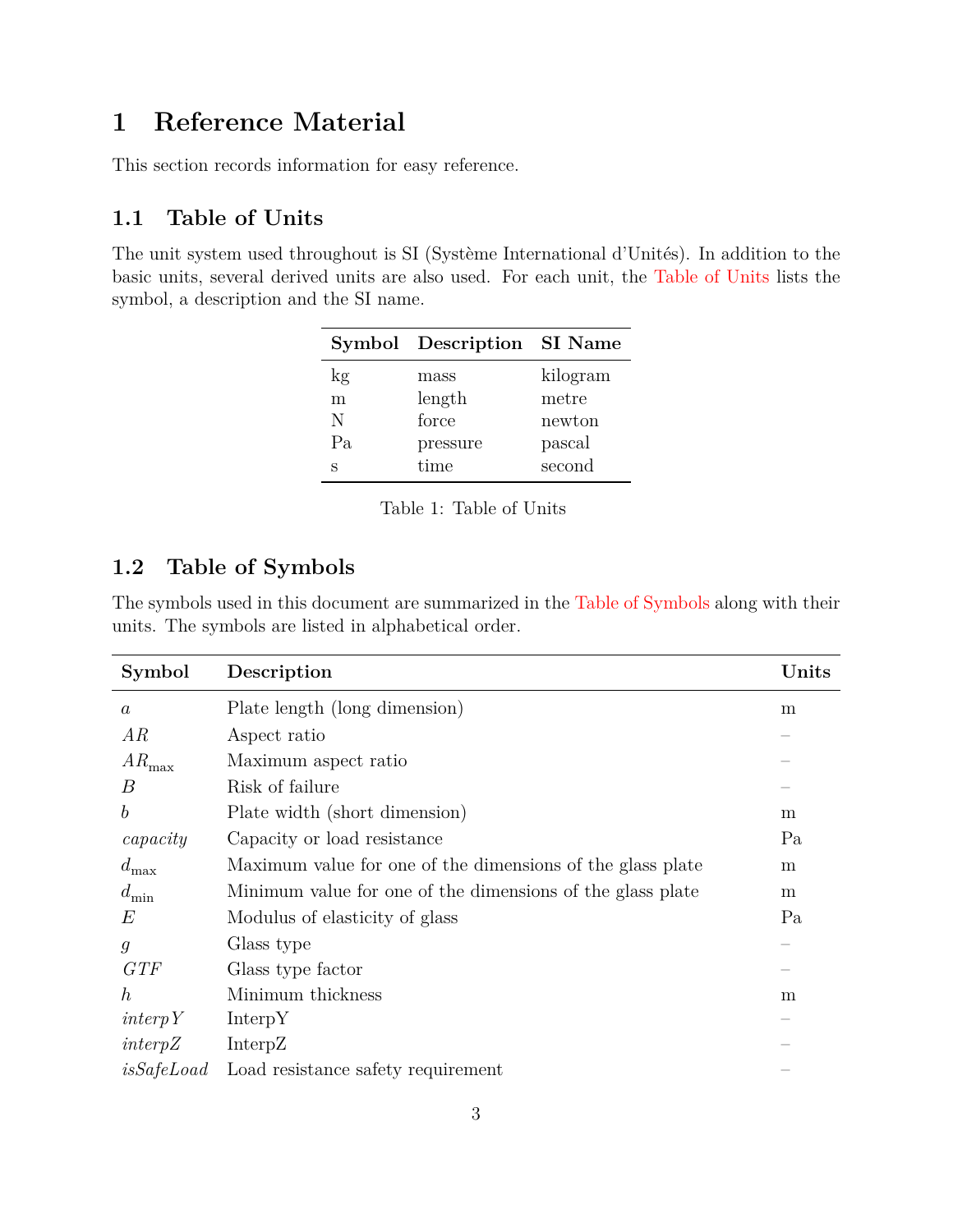# 1 Reference Material

This section records information for easy reference.

## 1.1 Table of Units

The unit system used throughout is SI (Système International d'Unités). In addition to the basic units, several derived units are also used. For each unit, the Table of Units lists the symbol, a description and the SI name.

| Symbol | Description | SI Name |
|---|---|---|
| kg | mass | kilogram |
| m | length | metre |
| N | force | newton |
| Pa | pressure | pascal |
| s | time | second |

Table 1: Table of Units

## 1.2 Table of Symbols

The symbols used in this document are summarized in the Table of Symbols along with their units. The symbols are listed in alphabetical order.

| Symbol | Description | Units |
|---|---|---|
| $a$ | Plate length (long dimension) | m |
| $AR$ | Aspect ratio | – |
| $AR_{\text{max}}$ | Maximum aspect ratio | – |
| $B$ | Risk of failure | – |
| $b$ | Plate width (short dimension) | m |
| $capacity$ | Capacity or load resistance | Pa |
| $d_{\text{max}}$ | Maximum value for one of the dimensions of the glass plate | m |
| $d_{\text{min}}$ | Minimum value for one of the dimensions of the glass plate | m |
| $E$ | Modulus of elasticity of glass | Pa |
| $g$ | Glass type | – |
| $GTF$ | Glass type factor | – |
| $h$ | Minimum thickness | m |
| $interpY$ | InterpY | – |
| $interpZ$ | InterpZ | – |
| $isSafeLoad$ | Load resistance safety requirement | – |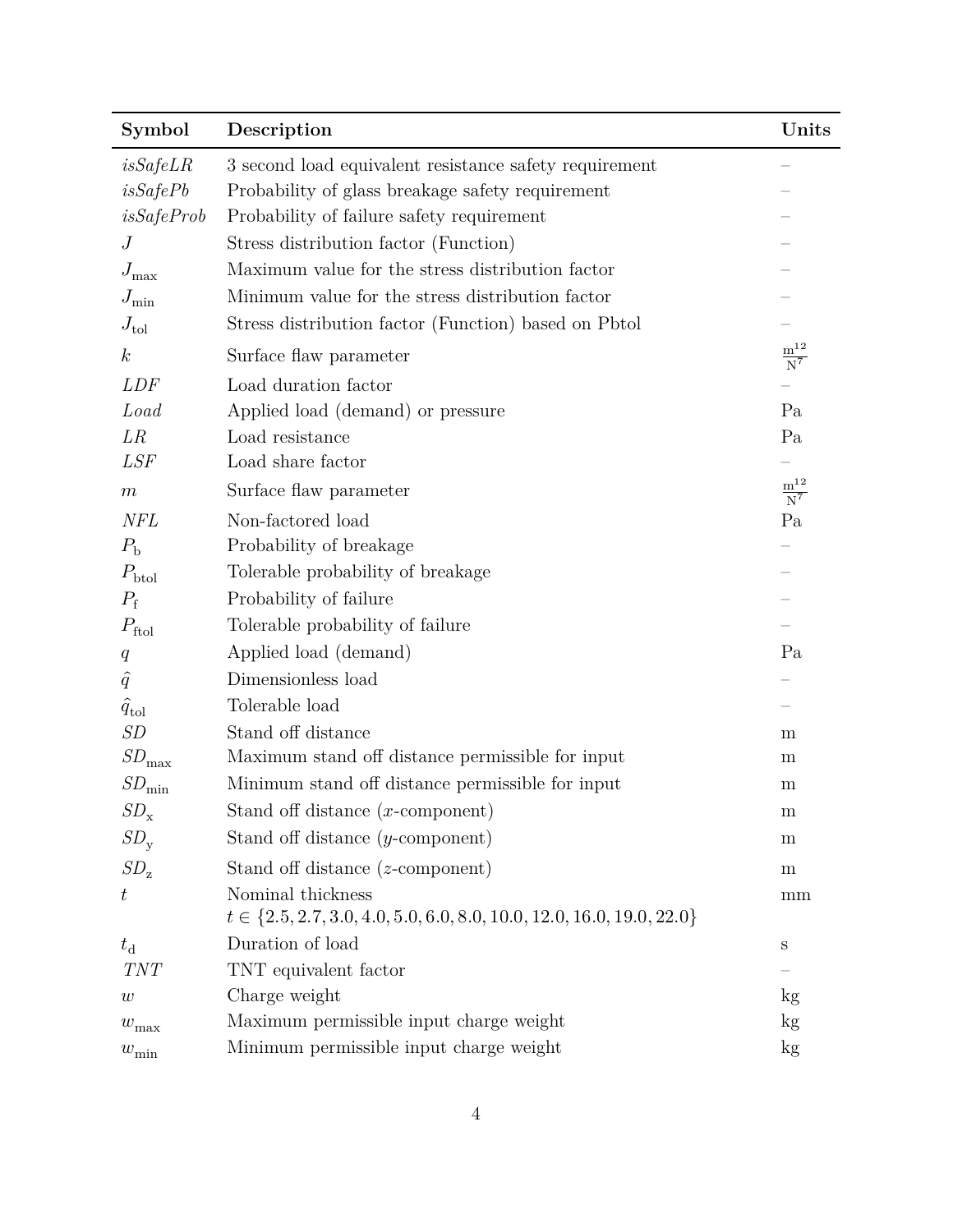| Symbol | Description | Units |
|---|---|---|
| $isSafeLR$ | 3 second load equivalent resistance safety requirement | – |
| $isSafePb$ | Probability of glass breakage safety requirement | – |
| $isSafeProb$ | Probability of failure safety requirement | – |
| $J$ | Stress distribution factor (Function) | – |
| $J_{\text{max}}$ | Maximum value for the stress distribution factor | – |
| $J_{\text{min}}$ | Minimum value for the stress distribution factor | – |
| $J_{\text{tol}}$ | Stress distribution factor (Function) based on Pbtol | – |
| $k$ | Surface flaw parameter | $\frac{\text{m}^{12}}{\text{N}^{7}}$ |
| $LDF$ | Load duration factor | – |
| $Load$ | Applied load (demand) or pressure | Pa |
| $LR$ | Load resistance | Pa |
| $LSF$ | Load share factor | – |
| $m$ | Surface flaw parameter | $\frac{\text{m}^{12}}{\text{N}^{7}}$ |
| $NFL$ | Non-factored load | Pa |
| $P_{\text{b}}$ | Probability of breakage | – |
| $P_{\text{btol}}$ | Tolerable probability of breakage | – |
| $P_{\text{f}}$ | Probability of failure | – |
| $P_{\text{ftol}}$ | Tolerable probability of failure | – |
| $q$ | Applied load (demand) | Pa |
| $\hat{q}$ | Dimensionless load | – |
| $\hat{q}_{\text{tol}}$ | Tolerable load | – |
| $SD$ | Stand off distance | m |
| $SD_{\text{max}}$ | Maximum stand off distance permissible for input | m |
| $SD_{\text{min}}$ | Minimum stand off distance permissible for input | m |
| $SD_{\text{x}}$ | Stand off distance ($x$-component) | m |
| $SD_{\text{y}}$ | Stand off distance ($y$-component) | m |
| $SD_{\text{z}}$ | Stand off distance ($z$-component) | m |
| $t$ | Nominal thickness $t \in \{2.5, 2.7, 3.0, 4.0, 5.0, 6.0, 8.0, 10.0, 12.0, 16.0, 19.0, 22.0\}$ | mm |
| $t_{\text{d}}$ | Duration of load | s |
| $TNT$ | TNT equivalent factor | – |
| $w$ | Charge weight | kg |
| $w_{\text{max}}$ | Maximum permissible input charge weight | kg |
| $w_{\text{min}}$ | Minimum permissible input charge weight | kg |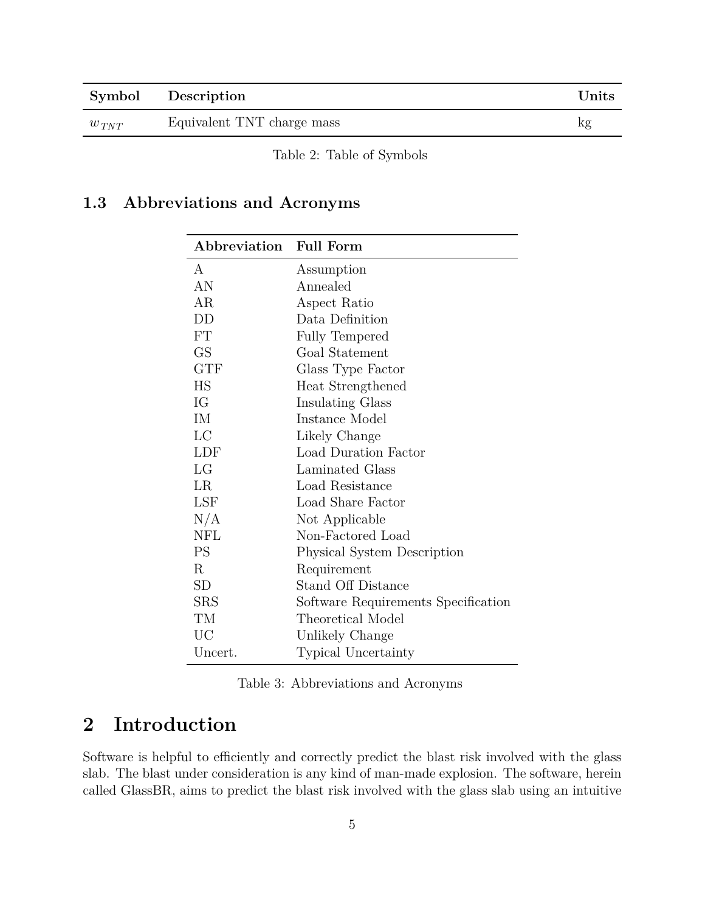| Symbol | Description | Units |
|---|---|---|
| $w_{TNT}$ | Equivalent TNT charge mass | kg |

Table 2: Table of Symbols

### 1.3 Abbreviations and Acronyms

| Abbreviation | Full Form |
|---|---|
| A | Assumption |
| AN | Annealed |
| AR | Aspect Ratio |
| DD | Data Definition |
| FT | Fully Tempered |
| GS | Goal Statement |
| GTF | Glass Type Factor |
| HS | Heat Strengthened |
| IG | Insulating Glass |
| IM | Instance Model |
| LC | Likely Change |
| LDF | Load Duration Factor |
| LG | Laminated Glass |
| LR | Load Resistance |
| LSF | Load Share Factor |
| N/A | Not Applicable |
| NFL | Non-Factored Load |
| PS | Physical System Description |
| R | Requirement |
| SD | Stand Off Distance |
| SRS | Software Requirements Specification |
| TM | Theoretical Model |
| UC | Unlikely Change |
| Uncert. | Typical Uncertainty |

Table 3: Abbreviations and Acronyms

## 2 Introduction

Software is helpful to efficiently and correctly predict the blast risk involved with the glass slab. The blast under consideration is any kind of man-made explosion. The software, herein called GlassBR, aims to predict the blast risk involved with the glass slab using an intuitive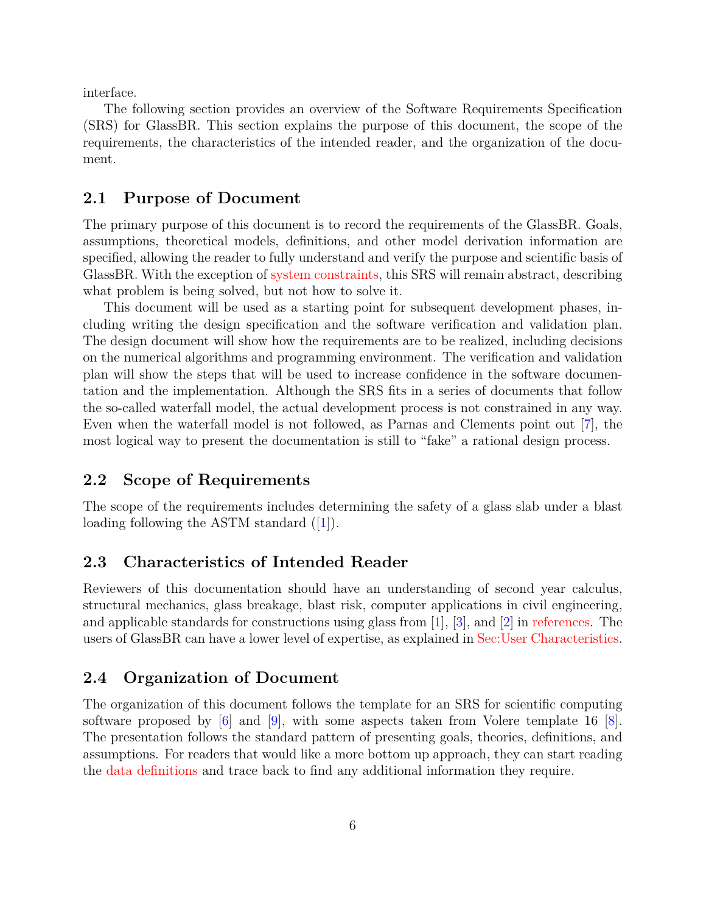interface.

The following section provides an overview of the Software Requirements Specification (SRS) for GlassBR. This section explains the purpose of this document, the scope of the requirements, the characteristics of the intended reader, and the organization of the document.

## 2.1 Purpose of Document

The primary purpose of this document is to record the requirements of the GlassBR. Goals, assumptions, theoretical models, definitions, and other model derivation information are specified, allowing the reader to fully understand and verify the purpose and scientific basis of GlassBR. With the exception of system constraints, this SRS will remain abstract, describing what problem is being solved, but not how to solve it.

This document will be used as a starting point for subsequent development phases, including writing the design specification and the software verification and validation plan. The design document will show how the requirements are to be realized, including decisions on the numerical algorithms and programming environment. The verification and validation plan will show the steps that will be used to increase confidence in the software documentation and the implementation. Although the SRS fits in a series of documents that follow the so-called waterfall model, the actual development process is not constrained in any way. Even when the waterfall model is not followed, as Parnas and Clements point out [7], the most logical way to present the documentation is still to "fake" a rational design process.

## 2.2 Scope of Requirements

The scope of the requirements includes determining the safety of a glass slab under a blast loading following the ASTM standard ([1]).

## 2.3 Characteristics of Intended Reader

Reviewers of this documentation should have an understanding of second year calculus, structural mechanics, glass breakage, blast risk, computer applications in civil engineering, and applicable standards for constructions using glass from [1], [3], and [2] in references. The users of GlassBR can have a lower level of expertise, as explained in Sec:User Characteristics.

## 2.4 Organization of Document

The organization of this document follows the template for an SRS for scientific computing software proposed by [6] and [9], with some aspects taken from Volere template 16 [8]. The presentation follows the standard pattern of presenting goals, theories, definitions, and assumptions. For readers that would like a more bottom up approach, they can start reading the data definitions and trace back to find any additional information they require.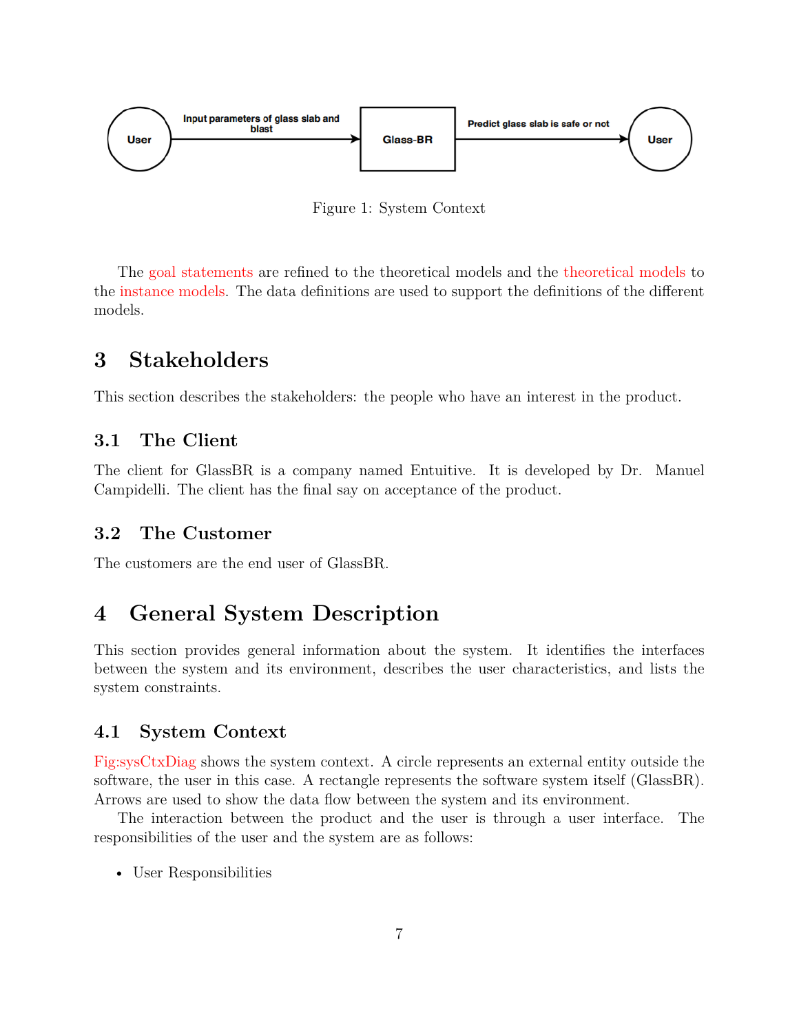Figure 1: System Context

The goal statements are refined to the theoretical models and the theoretical models to the instance models. The data definitions are used to support the definitions of the different models.

# 3 Stakeholders

This section describes the stakeholders: the people who have an interest in the product.

## 3.1 The Client

The client for GlassBR is a company named Entuitive. It is developed by Dr. Manuel Campidelli. The client has the final say on acceptance of the product.

## 3.2 The Customer

The customers are the end user of GlassBR.

# 4 General System Description

This section provides general information about the system. It identifies the interfaces between the system and its environment, describes the user characteristics, and lists the system constraints.

## 4.1 System Context

Fig:sysCtxDiag shows the system context. A circle represents an external entity outside the software, the user in this case. A rectangle represents the software system itself (GlassBR). Arrows are used to show the data flow between the system and its environment.

The interaction between the product and the user is through a user interface. The responsibilities of the user and the system are as follows:

- User Responsibilities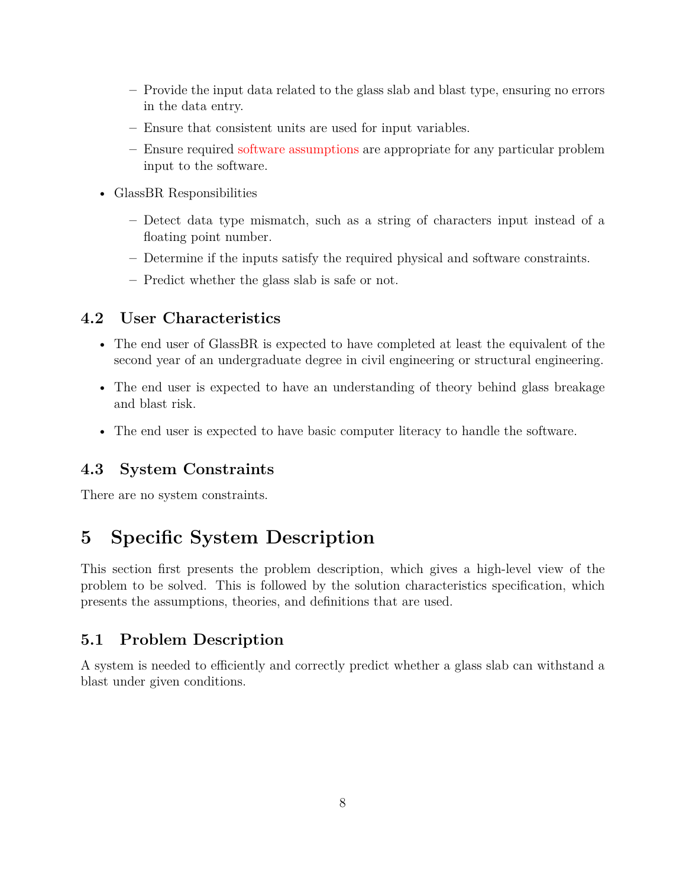- Provide the input data related to the glass slab and blast type, ensuring no errors in the data entry.
  - Ensure that consistent units are used for input variables.
  - Ensure required software assumptions are appropriate for any particular problem input to the software.

- GlassBR Responsibilities

  - Detect data type mismatch, such as a string of characters input instead of a floating point number.
  - Determine if the inputs satisfy the required physical and software constraints.
  - Predict whether the glass slab is safe or not.

### 4.2 User Characteristics

- The end user of GlassBR is expected to have completed at least the equivalent of the second year of an undergraduate degree in civil engineering or structural engineering.
- The end user is expected to have an understanding of theory behind glass breakage and blast risk.
- The end user is expected to have basic computer literacy to handle the software.

### 4.3 System Constraints

There are no system constraints.

## 5 Specific System Description

This section first presents the problem description, which gives a high-level view of the problem to be solved. This is followed by the solution characteristics specification, which presents the assumptions, theories, and definitions that are used.

### 5.1 Problem Description

A system is needed to efficiently and correctly predict whether a glass slab can withstand a blast under given conditions.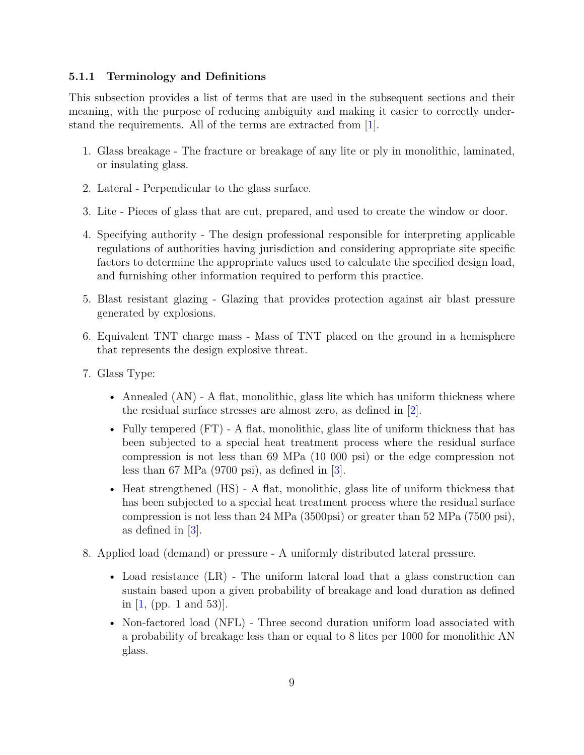### 5.1.1 Terminology and Definitions

This subsection provides a list of terms that are used in the subsequent sections and their meaning, with the purpose of reducing ambiguity and making it easier to correctly understand the requirements. All of the terms are extracted from [1].

1. Glass breakage - The fracture or breakage of any lite or ply in monolithic, laminated, or insulating glass.
2. Lateral - Perpendicular to the glass surface.
3. Lite - Pieces of glass that are cut, prepared, and used to create the window or door.
4. Specifying authority - The design professional responsible for interpreting applicable regulations of authorities having jurisdiction and considering appropriate site specific factors to determine the appropriate values used to calculate the specified design load, and furnishing other information required to perform this practice.
5. Blast resistant glazing - Glazing that provides protection against air blast pressure generated by explosions.
6. Equivalent TNT charge mass - Mass of TNT placed on the ground in a hemisphere that represents the design explosive threat.
7. Glass Type:
   - Annealed (AN) - A flat, monolithic, glass lite which has uniform thickness where the residual surface stresses are almost zero, as defined in [2].
   - Fully tempered (FT) - A flat, monolithic, glass lite of uniform thickness that has been subjected to a special heat treatment process where the residual surface compression is not less than 69 MPa (10 000 psi) or the edge compression not less than 67 MPa (9700 psi), as defined in [3].
   - Heat strengthened (HS) - A flat, monolithic, glass lite of uniform thickness that has been subjected to a special heat treatment process where the residual surface compression is not less than 24 MPa (3500psi) or greater than 52 MPa (7500 psi), as defined in [3].
8. Applied load (demand) or pressure - A uniformly distributed lateral pressure.
   - Load resistance (LR) - The uniform lateral load that a glass construction can sustain based upon a given probability of breakage and load duration as defined in [1, (pp. 1 and 53)].
   - Non-factored load (NFL) - Three second duration uniform load associated with a probability of breakage less than or equal to 8 lites per 1000 for monolithic AN glass.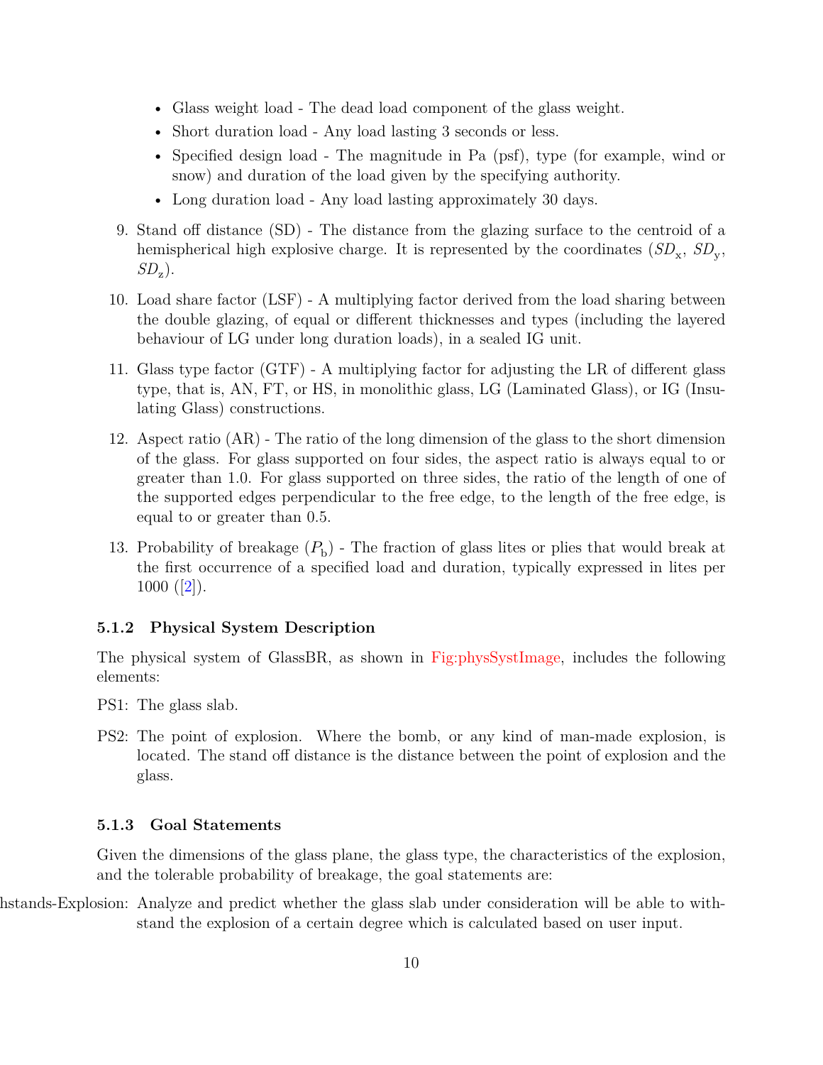- Glass weight load - The dead load component of the glass weight.
- Short duration load - Any load lasting 3 seconds or less.
- Specified design load - The magnitude in Pa (psf), type (for example, wind or snow) and duration of the load given by the specifying authority.
- Long duration load - Any load lasting approximately 30 days.

9. Stand off distance (SD) - The distance from the glazing surface to the centroid of a hemispherical high explosive charge. It is represented by the coordinates ($SD_{\text{x}}$, $SD_{\text{y}}$, $SD_{\text{z}}$).

10. Load share factor (LSF) - A multiplying factor derived from the load sharing between the double glazing, of equal or different thicknesses and types (including the layered behaviour of LG under long duration loads), in a sealed IG unit.

11. Glass type factor (GTF) - A multiplying factor for adjusting the LR of different glass type, that is, AN, FT, or HS, in monolithic glass, LG (Laminated Glass), or IG (Insulating Glass) constructions.

12. Aspect ratio (AR) - The ratio of the long dimension of the glass to the short dimension of the glass. For glass supported on four sides, the aspect ratio is always equal to or greater than 1.0. For glass supported on three sides, the ratio of the length of one of the supported edges perpendicular to the free edge, to the length of the free edge, is equal to or greater than 0.5.

13. Probability of breakage ($P_{\text{b}}$) - The fraction of glass lites or plies that would break at the first occurrence of a specified load and duration, typically expressed in lites per 1000 ([2]).

### 5.1.2 Physical System Description

The physical system of GlassBR, as shown in Fig:physSystImage, includes the following elements:

PS1: The glass slab.

PS2: The point of explosion. Where the bomb, or any kind of man-made explosion, is located. The stand off distance is the distance between the point of explosion and the glass.

### 5.1.3 Goal Statements

Given the dimensions of the glass plane, the glass type, the characteristics of the explosion, and the tolerable probability of breakage, the goal statements are:

hstands-Explosion: Analyze and predict whether the glass slab under consideration will be able to withstand the explosion of a certain degree which is calculated based on user input.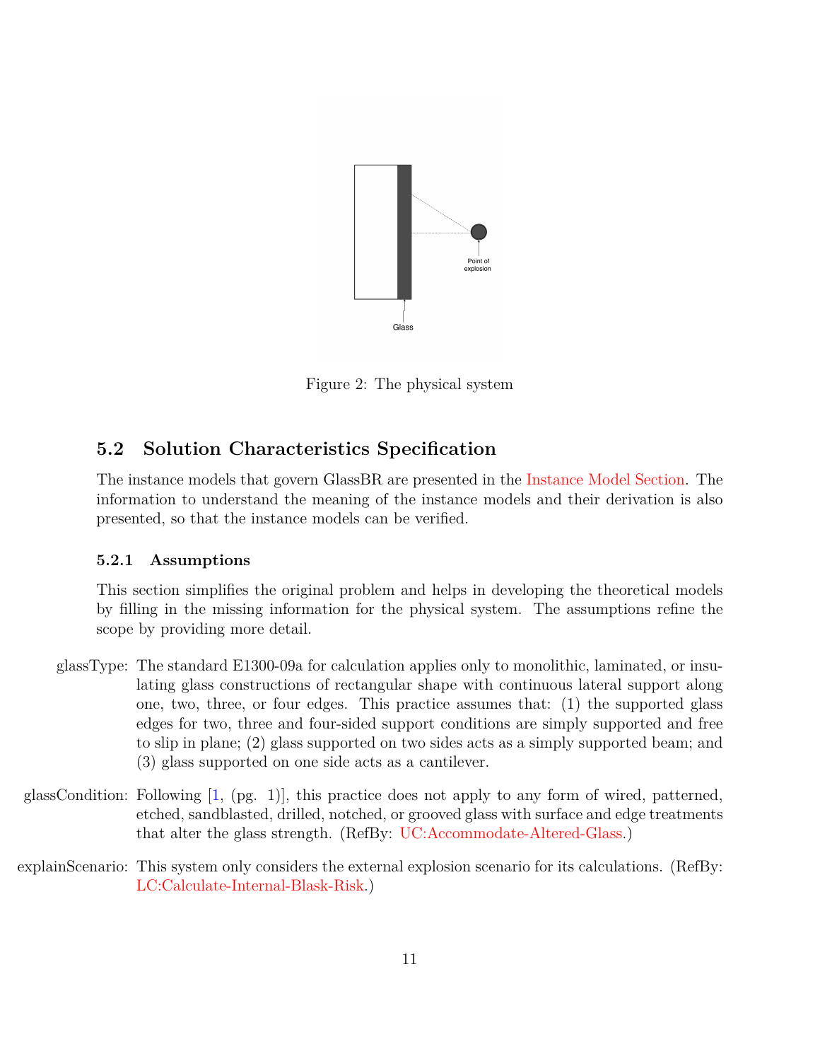Figure 2: The physical system

### 5.2 Solution Characteristics Specification

The instance models that govern GlassBR are presented in the Instance Model Section. The information to understand the meaning of the instance models and their derivation is also presented, so that the instance models can be verified.

#### 5.2.1 Assumptions

This section simplifies the original problem and helps in developing the theoretical models by filling in the missing information for the physical system. The assumptions refine the scope by providing more detail.

glassType: The standard E1300-09a for calculation applies only to monolithic, laminated, or insulating glass constructions of rectangular shape with continuous lateral support along one, two, three, or four edges. This practice assumes that: (1) the supported glass edges for two, three and four-sided support conditions are simply supported and free to slip in plane; (2) glass supported on two sides acts as a simply supported beam; and (3) glass supported on one side acts as a cantilever.

glassCondition: Following [1, (pg. 1)], this practice does not apply to any form of wired, patterned, etched, sandblasted, drilled, notched, or grooved glass with surface and edge treatments that alter the glass strength. (RefBy: UC:Accommodate-Altered-Glass.)

explainScenario: This system only considers the external explosion scenario for its calculations. (RefBy: LC:Calculate-Internal-Blask-Risk.)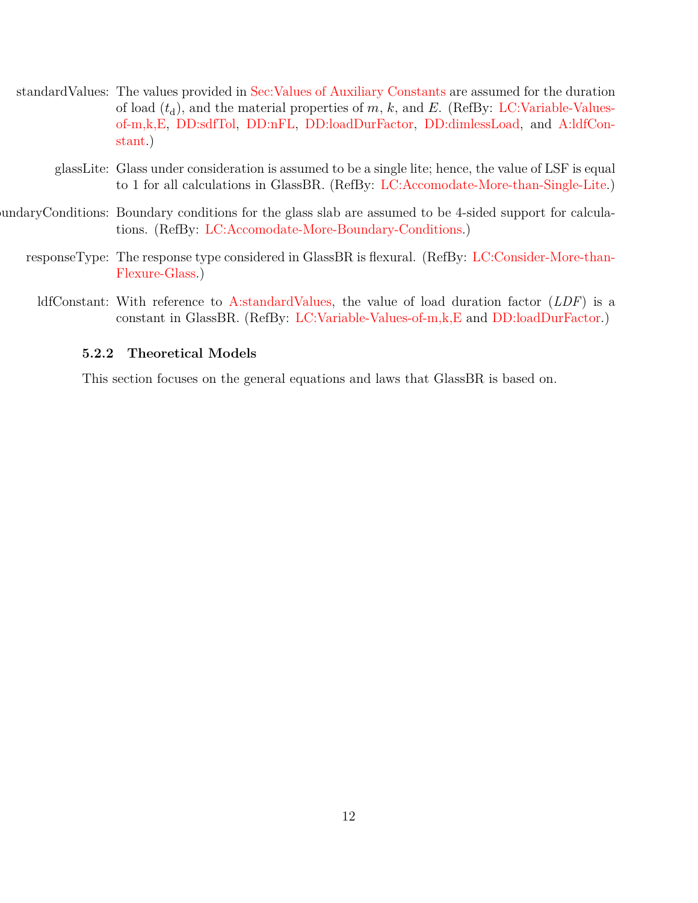standardValues: The values provided in Sec:Values of Auxiliary Constants are assumed for the duration of load ($t_{\text{d}}$), and the material properties of $m$, $k$, and $E$. (RefBy: LC:Variable-Values-of-m,k,E, DD:sdfTol, DD:nFL, DD:loadDurFactor, DD:dimlessLoad, and A:ldfConstant.)

glassLite: Glass under consideration is assumed to be a single lite; hence, the value of LSF is equal to 1 for all calculations in GlassBR. (RefBy: LC:Accomodate-More-than-Single-Lite.)

boundaryConditions: Boundary conditions for the glass slab are assumed to be 4-sided support for calculations. (RefBy: LC:Accomodate-More-Boundary-Conditions.)

responseType: The response type considered in GlassBR is flexural. (RefBy: LC:Consider-More-than-Flexure-Glass.)

ldfConstant: With reference to A:standardValues, the value of load duration factor ($LDF$) is a constant in GlassBR. (RefBy: LC:Variable-Values-of-m,k,E and DD:loadDurFactor.)

#### 5.2.2 Theoretical Models

This section focuses on the general equations and laws that GlassBR is based on.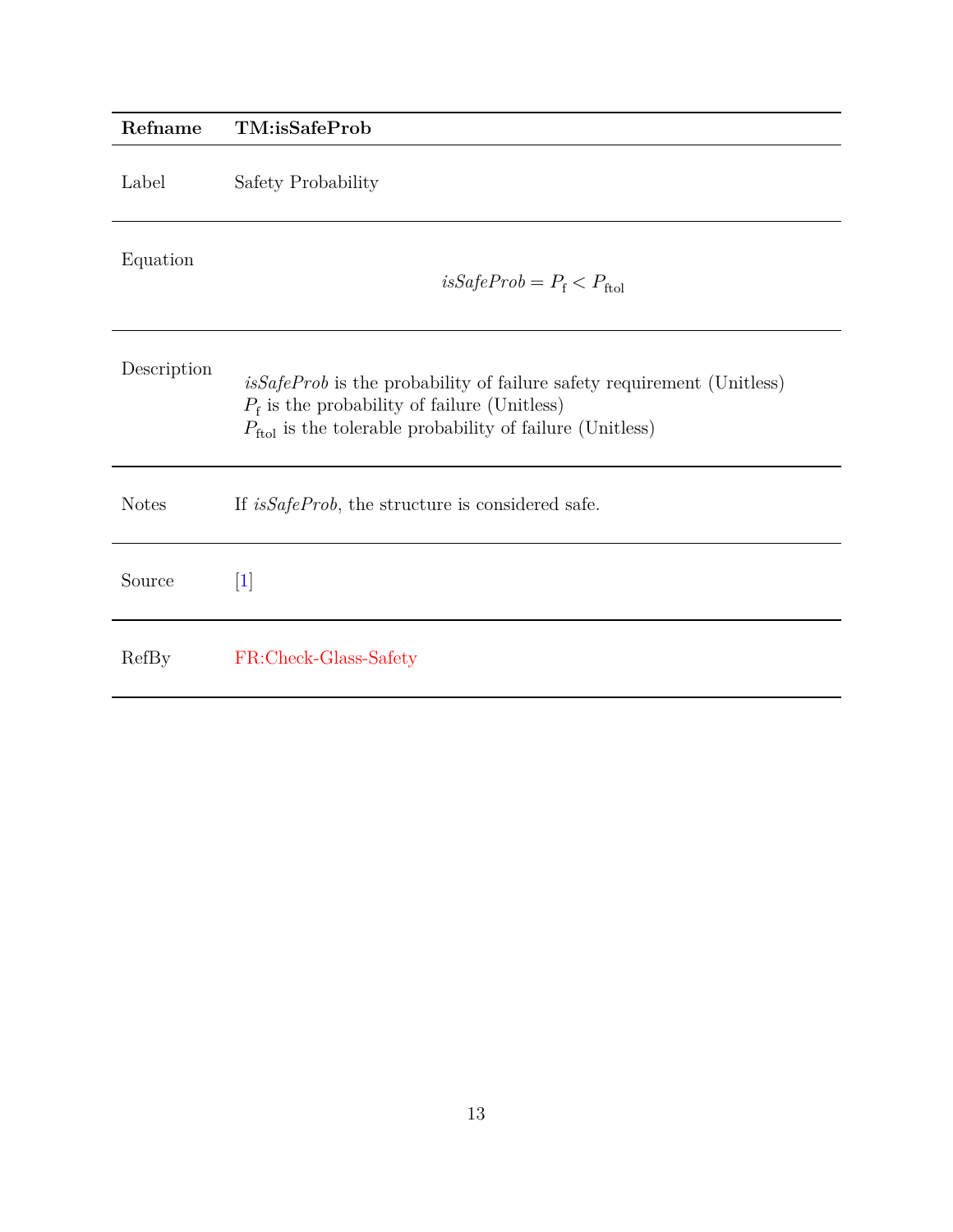| Refname | TM:isSafeProb |
| --- | --- |
| Label | Safety Probability |
| Equation | $$isSafeProb = P_{\text{f}} < P_{\text{ftol}}$$ |
| Description | $isSafeProb$ is the probability of failure safety requirement (Unitless)<br>$P_{\text{f}}$ is the probability of failure (Unitless)<br>$P_{\text{ftol}}$ is the tolerable probability of failure (Unitless) |
| Notes | If $isSafeProb$, the structure is considered safe. |
| Source | [1] |
| RefBy | FR:Check-Glass-Safety |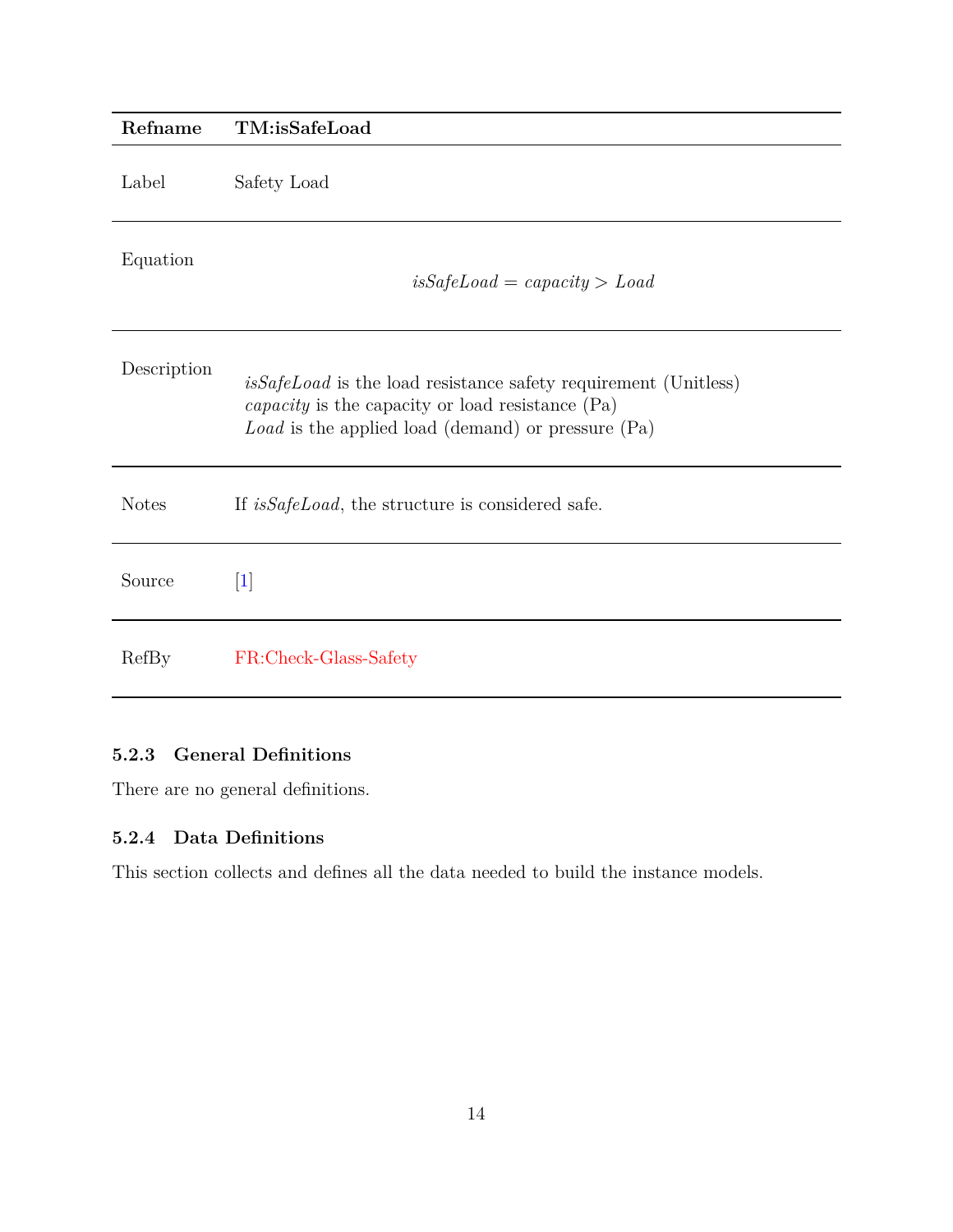| Refname | TM:isSafeLoad |
|---|---|
| Label | Safety Load |
| Equation | $$isSafeLoad = capacity > Load$$ |
| Description | *isSafeLoad* is the load resistance safety requirement (Unitless)<br>*capacity* is the capacity or load resistance (Pa)<br>*Load* is the applied load (demand) or pressure (Pa) |
| Notes | If *isSafeLoad*, the structure is considered safe. |
| Source | [1] |
| RefBy | FR:Check-Glass-Safety |

### 5.2.3 General Definitions

There are no general definitions.

### 5.2.4 Data Definitions

This section collects and defines all the data needed to build the instance models.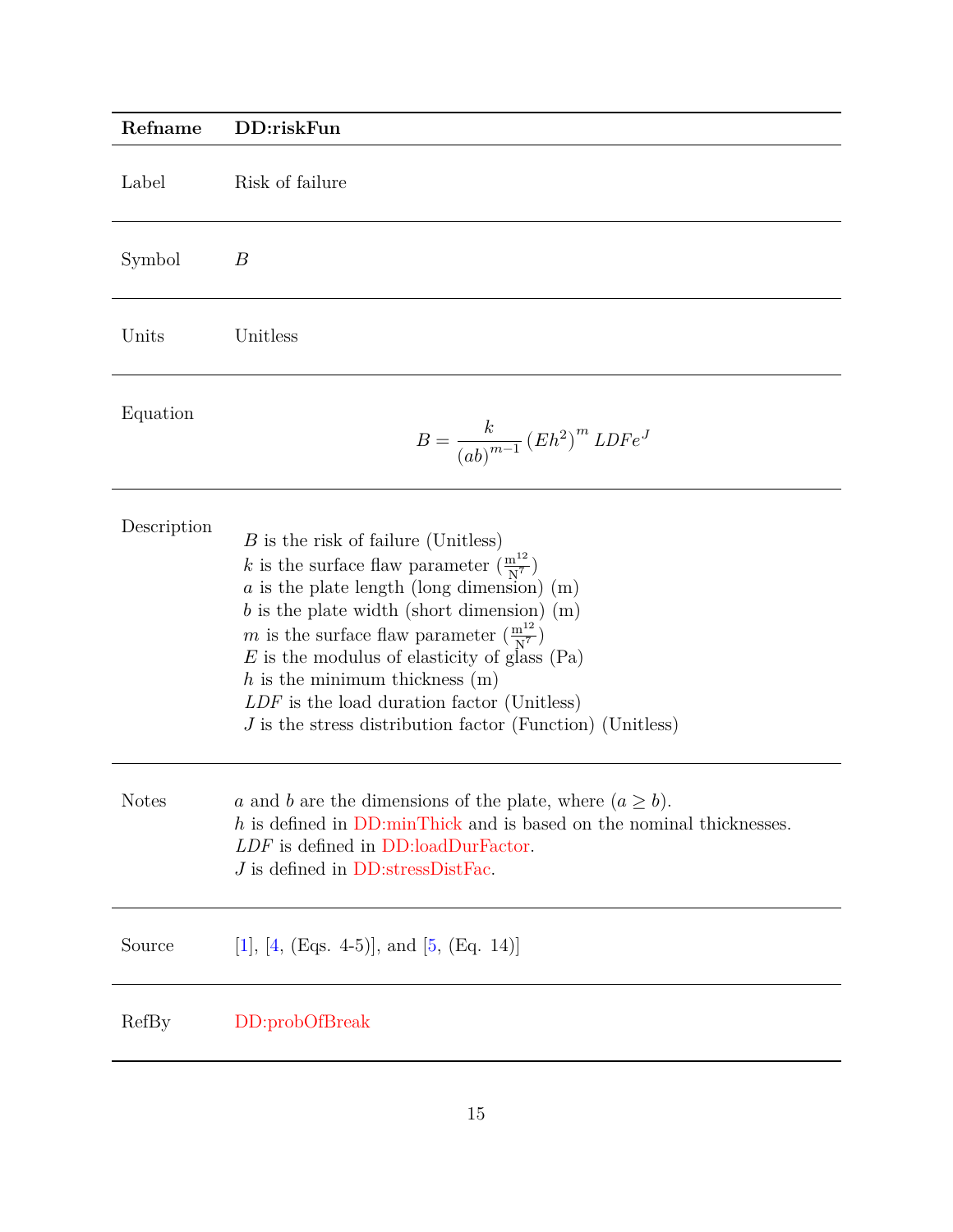| Refname | DD:riskFun |
|---|---|
| Label | Risk of failure |
| Symbol | $B$ |
| Units | Unitless |
| Equation | $$B = \frac{k}{(ab)^{m-1}} \left(Eh^2\right)^m LDFe^J$$ |
| Description | $B$ is the risk of failure (Unitless)<br>$k$ is the surface flaw parameter ($\frac{\text{m}^{12}}{\text{N}^7}$)<br>$a$ is the plate length (long dimension) (m)<br>$b$ is the plate width (short dimension) (m)<br>$m$ is the surface flaw parameter ($\frac{\text{m}^{12}}{\text{N}^7}$)<br>$E$ is the modulus of elasticity of glass (Pa)<br>$h$ is the minimum thickness (m)<br>$LDF$ is the load duration factor (Unitless)<br>$J$ is the stress distribution factor (Function) (Unitless) |
| Notes | $a$ and $b$ are the dimensions of the plate, where $(a \geq b)$.<br>$h$ is defined in DD:minThick and is based on the nominal thicknesses.<br>$LDF$ is defined in DD:loadDurFactor.<br>$J$ is defined in DD:stressDistFac. |
| Source | [1], [4, (Eqs. 4-5)], and [5, (Eq. 14)] |
| RefBy | DD:probOfBreak |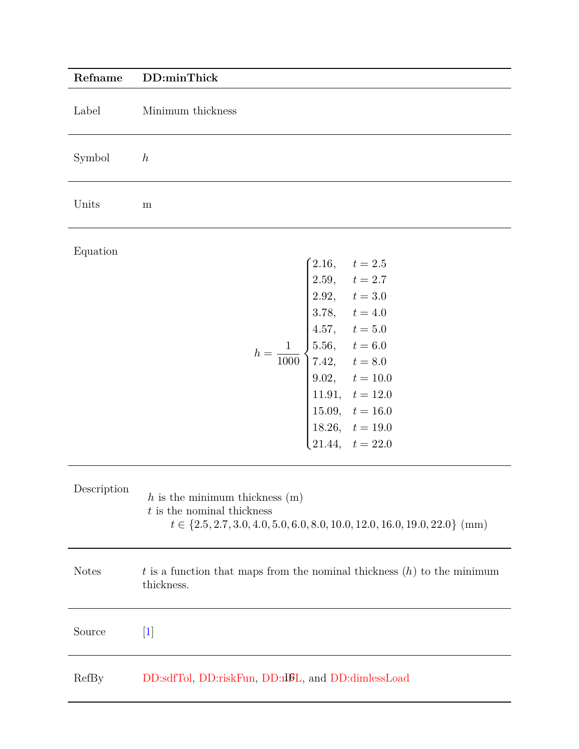| Refname | DD:minThick |
| --- | --- |
| Label | Minimum thickness |
| Symbol | $h$ |
| Units | m |
| Equation | $$h = \frac{1}{1000} \begin{cases} 2.16, & t = 2.5 \\ 2.59, & t = 2.7 \\ 2.92, & t = 3.0 \\ 3.78, & t = 4.0 \\ 4.57, & t = 5.0 \\ 5.56, & t = 6.0 \\ 7.42, & t = 8.0 \\ 9.02, & t = 10.0 \\ 11.91, & t = 12.0 \\ 15.09, & t = 16.0 \\ 18.26, & t = 19.0 \\ 21.44, & t = 22.0 \end{cases}$$ |
| Description | $h$ is the minimum thickness (m)<br>$t$ is the nominal thickness<br>$t \in \{2.5, 2.7, 3.0, 4.0, 5.0, 6.0, 8.0, 10.0, 12.0, 16.0, 19.0, 22.0\}$ (mm) |
| Notes | $t$ is a function that maps from the nominal thickness ($h$) to the minimum thickness. |
| Source | [1] |
| RefBy | DD:sdfTol, DD:riskFun, DD:nFL, and DD:dimlessLoad |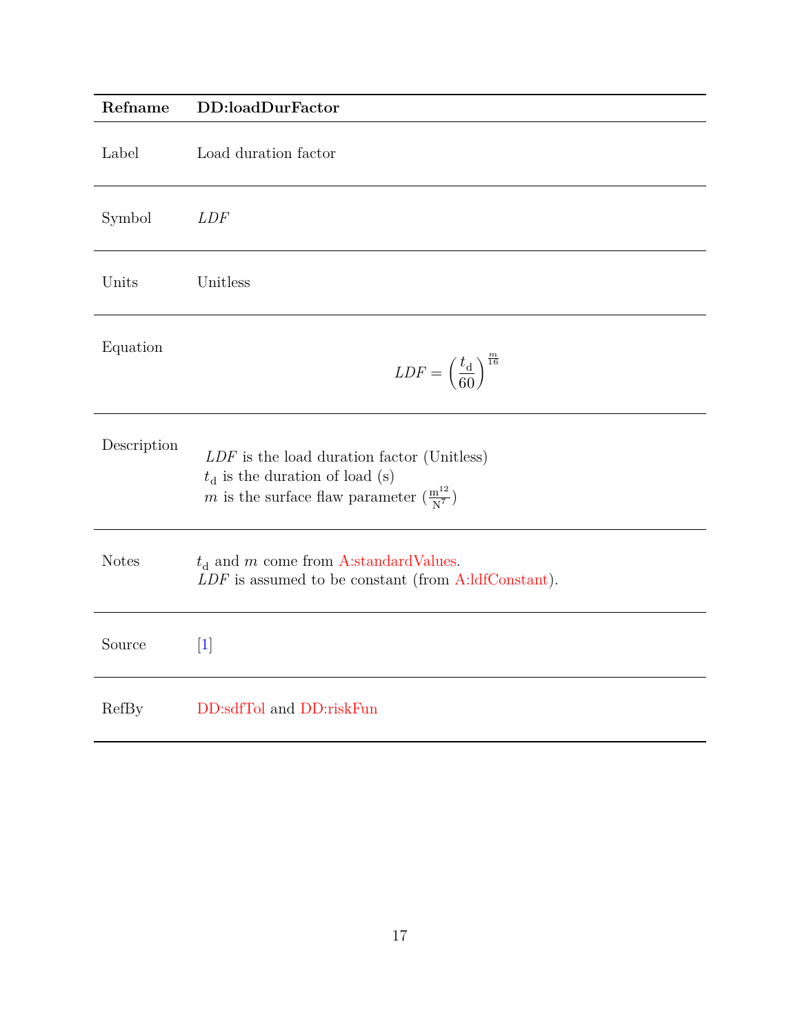| Refname | DD:loadDurFactor |
|---|---|
| Label | Load duration factor |
| Symbol | $LDF$ |
| Units | Unitless |
| Equation | $$LDF = \left(\frac{t_{\text{d}}}{60}\right)^{\frac{m}{16}}$$ |
| Description | $LDF$ is the load duration factor (Unitless) <br> $t_{\text{d}}$ is the duration of load (s) <br> $m$ is the surface flaw parameter ($\frac{\text{m}^{12}}{\text{N}^{7}}$) |
| Notes | $t_{\text{d}}$ and $m$ come from A:standardValues. <br> $LDF$ is assumed to be constant (from A:ldfConstant). |
| Source | [1] |
| RefBy | DD:sdfTol and DD:riskFun |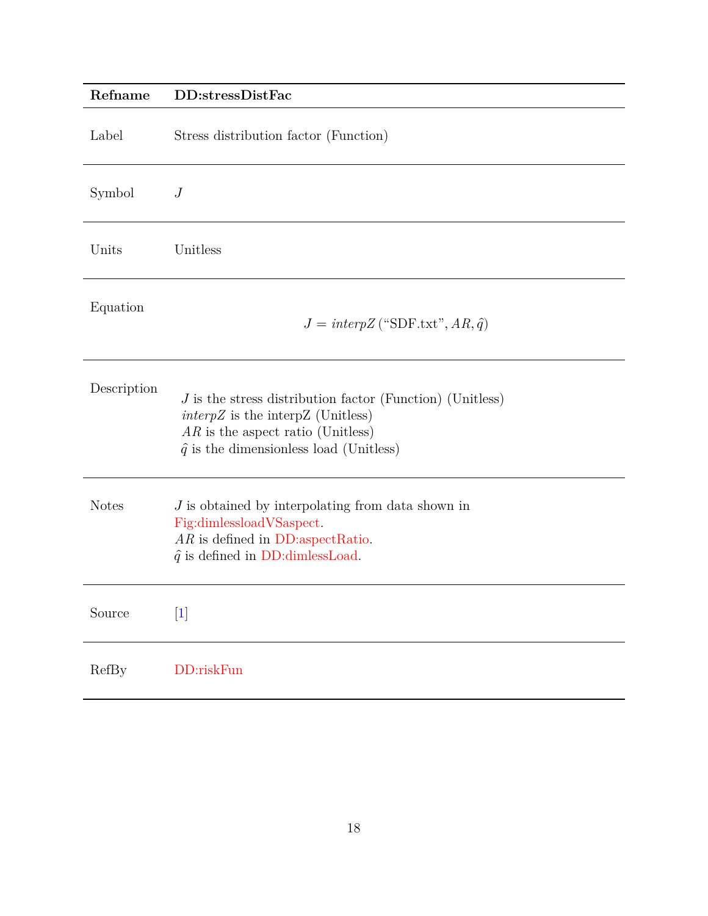| Refname | DD:stressDistFac |
|---|---|
| Label | Stress distribution factor (Function) |
| Symbol | $J$ |
| Units | Unitless |
| Equation | $$J = interpZ\left(\text{“SDF.txt”}, AR, \hat{q}\right)$$ |
| Description | $J$ is the stress distribution factor (Function) (Unitless)<br>$interpZ$ is the interpZ (Unitless)<br>$AR$ is the aspect ratio (Unitless)<br>$\hat{q}$ is the dimensionless load (Unitless) |
| Notes | $J$ is obtained by interpolating from data shown in Fig:dimlessloadVSaspect.<br>$AR$ is defined in DD:aspectRatio.<br>$\hat{q}$ is defined in DD:dimlessLoad. |
| Source | [1] |
| RefBy | DD:riskFun |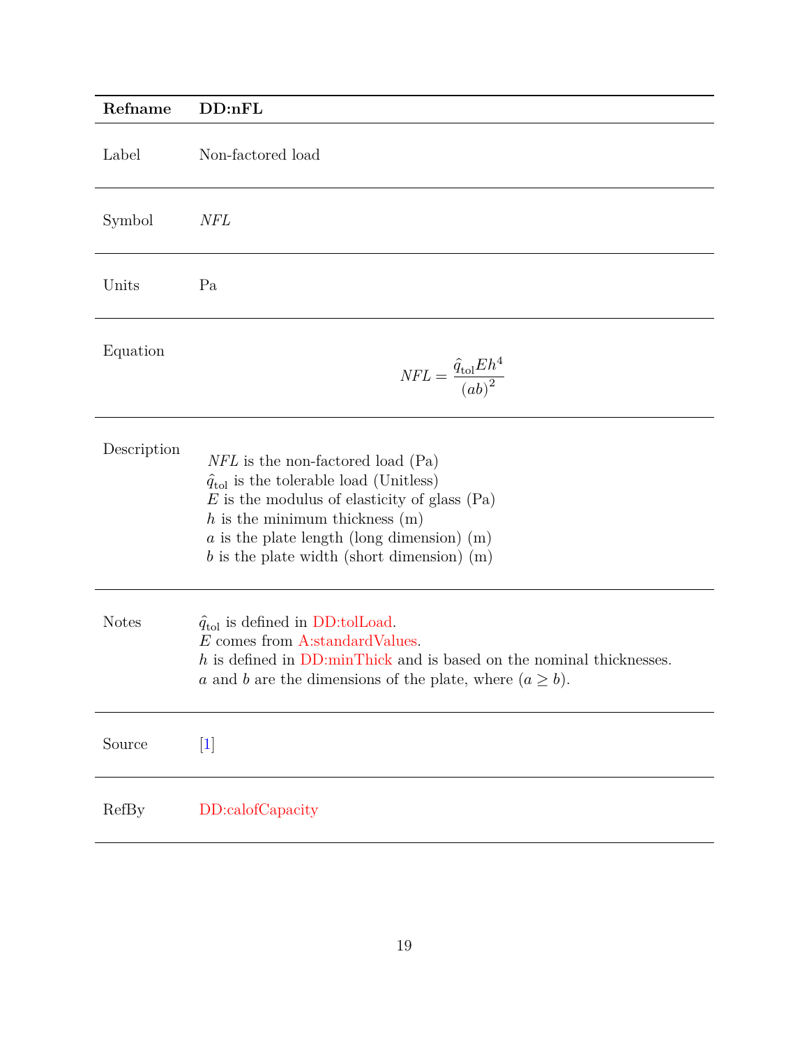| Refname | DD:nFL |
|---|---|
| Label | Non-factored load |
| Symbol | $NFL$ |
| Units | Pa |
| Equation | $$NFL = \frac{\hat{q}_{\text{tol}} E h^4}{(ab)^2}$$ |
| Description | $NFL$ is the non-factored load (Pa)<br>$\hat{q}_{\text{tol}}$ is the tolerable load (Unitless)<br>$E$ is the modulus of elasticity of glass (Pa)<br>$h$ is the minimum thickness (m)<br>$a$ is the plate length (long dimension) (m)<br>$b$ is the plate width (short dimension) (m) |
| Notes | $\hat{q}_{\text{tol}}$ is defined in DD:tolLoad.<br>$E$ comes from A:standardValues.<br>$h$ is defined in DD:minThick and is based on the nominal thicknesses.<br>$a$ and $b$ are the dimensions of the plate, where $(a \geq b)$. |
| Source | [1] |
| RefBy | DD:calofCapacity |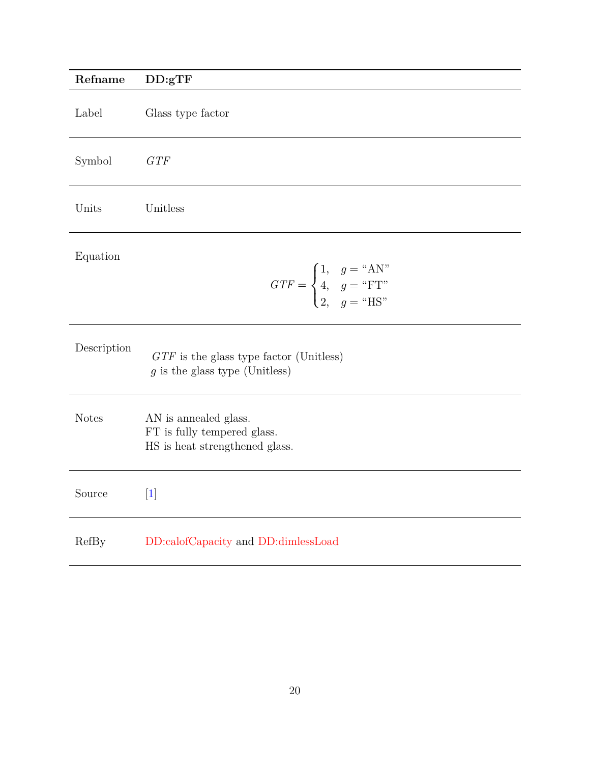| **Refname** | **DD:gTF** |
| --- | --- |
| Label | Glass type factor |
| Symbol | $GTF$ |
| Units | Unitless |
| Equation | $$GTF = \begin{cases} 1, & g = \text{“AN”} \\ 4, & g = \text{“FT”} \\ 2, & g = \text{“HS”} \end{cases}$$ |
| Description | $GTF$ is the glass type factor (Unitless)<br>$g$ is the glass type (Unitless) |
| Notes | AN is annealed glass.<br>FT is fully tempered glass.<br>HS is heat strengthened glass. |
| Source | [1] |
| RefBy | DD:calofCapacity and DD:dimlessLoad |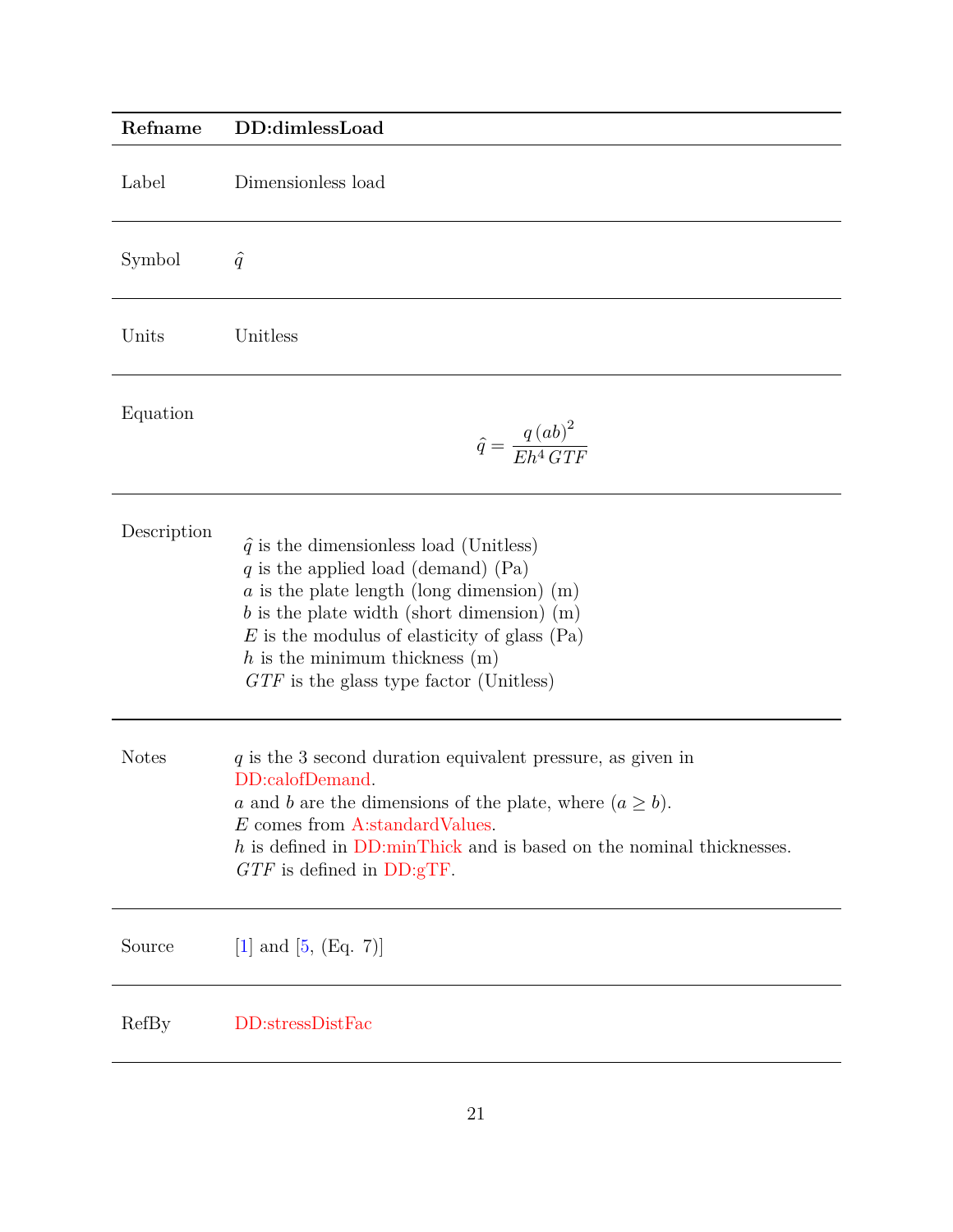| Refname | DD:dimlessLoad |
|---|---|
| Label | Dimensionless load |
| Symbol | $\hat{q}$ |
| Units | Unitless |
| Equation | $$\hat{q} = \frac{q\,(ab)^2}{Eh^4\,GTF}$$ |
| Description | $\hat{q}$ is the dimensionless load (Unitless)<br>$q$ is the applied load (demand) (Pa)<br>$a$ is the plate length (long dimension) (m)<br>$b$ is the plate width (short dimension) (m)<br>$E$ is the modulus of elasticity of glass (Pa)<br>$h$ is the minimum thickness (m)<br>$GTF$ is the glass type factor (Unitless) |
| Notes | $q$ is the 3 second duration equivalent pressure, as given in DD:calofDemand.<br>$a$ and $b$ are the dimensions of the plate, where ($a \geq b$).<br>$E$ comes from A:standardValues.<br>$h$ is defined in DD:minThick and is based on the nominal thicknesses.<br>$GTF$ is defined in DD:gTF. |
| Source | [1] and [5, (Eq. 7)] |
| RefBy | DD:stressDistFac |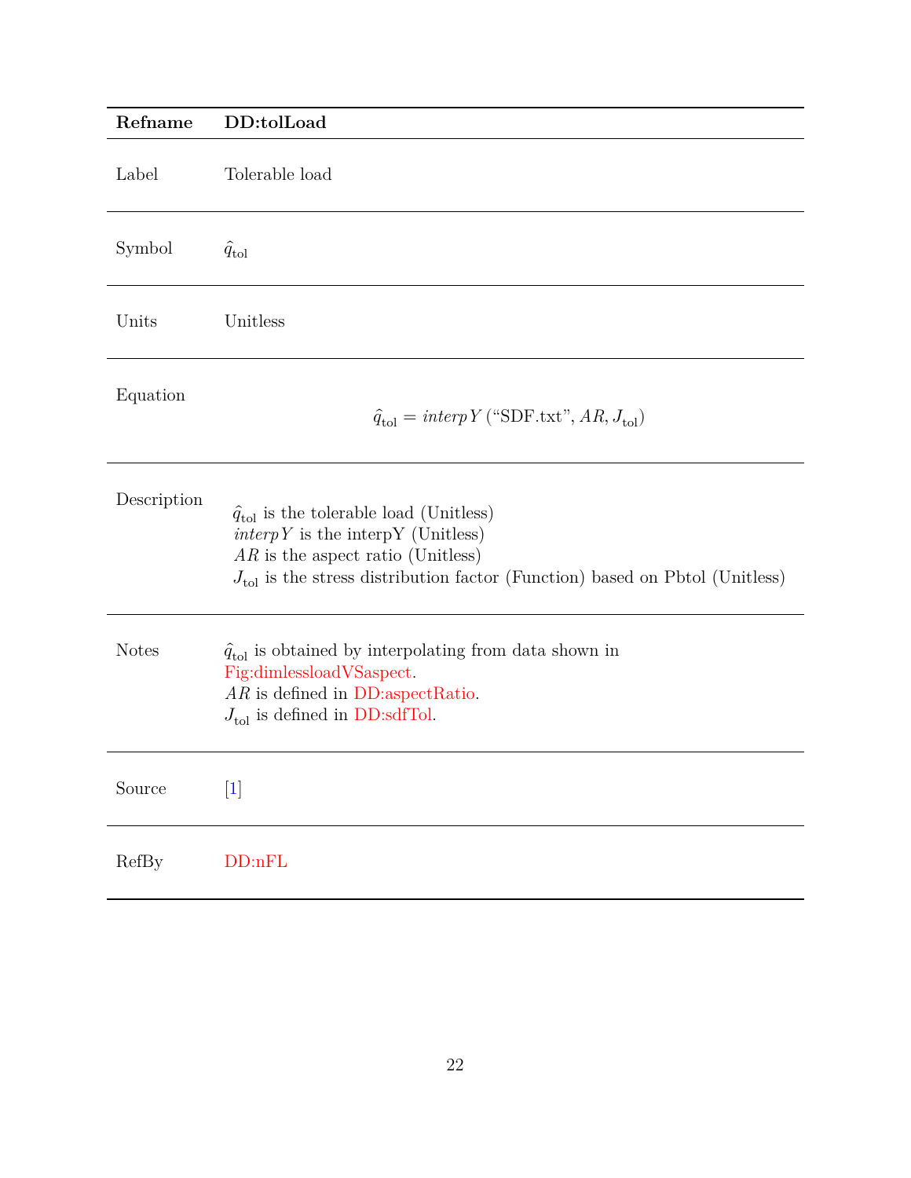| Refname | DD:tolLoad |
|---|---|
| Label | Tolerable load |
| Symbol | $\hat{q}_{\text{tol}}$ |
| Units | Unitless |
| Equation | $$\hat{q}_{\text{tol}} = \mathit{interpY}\left(\text{“SDF.txt”}, AR, J_{\text{tol}}\right)$$ |
| Description | $\hat{q}_{\text{tol}}$ is the tolerable load (Unitless)<br>$\mathit{interpY}$ is the interpY (Unitless)<br>$AR$ is the aspect ratio (Unitless)<br>$J_{\text{tol}}$ is the stress distribution factor (Function) based on Pbtol (Unitless) |
| Notes | $\hat{q}_{\text{tol}}$ is obtained by interpolating from data shown in Fig:dimlessloadVSaspect.<br>$AR$ is defined in DD:aspectRatio.<br>$J_{\text{tol}}$ is defined in DD:sdfTol. |
| Source | [1] |
| RefBy | DD:nFL |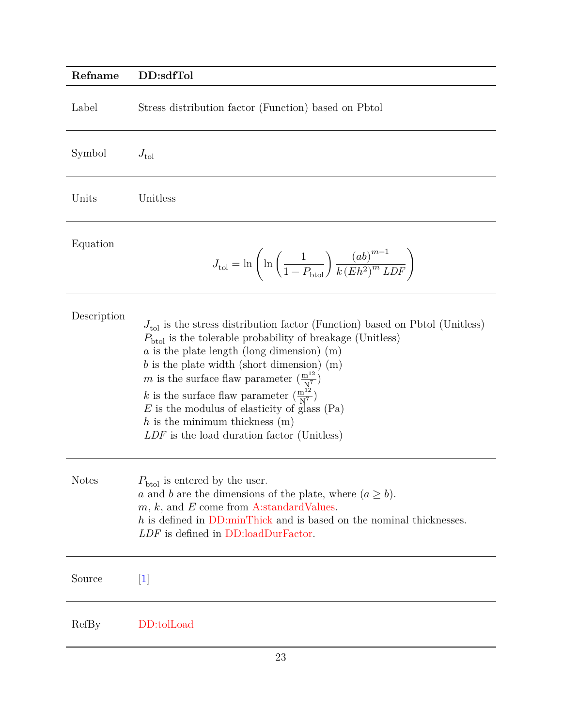| Refname | DD:sdfTol |
|---|---|
| Label | Stress distribution factor (Function) based on Pbtol |
| Symbol | $J_{\text{tol}}$ |
| Units | Unitless |
| Equation | $$J_{\text{tol}} = \ln\left(\ln\left(\frac{1}{1-P_{\text{btol}}}\right)\frac{(ab)^{m-1}}{k\,(Eh^2)^m\,LDF}\right)$$ |
| Description | $J_{\text{tol}}$ is the stress distribution factor (Function) based on Pbtol (Unitless)<br>$P_{\text{btol}}$ is the tolerable probability of breakage (Unitless)<br>$a$ is the plate length (long dimension) (m)<br>$b$ is the plate width (short dimension) (m)<br>$m$ is the surface flaw parameter ($\frac{\text{m}^{12}}{\text{N}^7}$)<br>$k$ is the surface flaw parameter ($\frac{\text{m}^{12}}{\text{N}^7}$)<br>$E$ is the modulus of elasticity of glass (Pa)<br>$h$ is the minimum thickness (m)<br>$LDF$ is the load duration factor (Unitless) |
| Notes | $P_{\text{btol}}$ is entered by the user.<br>$a$ and $b$ are the dimensions of the plate, where ($a \geq b$).<br>$m$, $k$, and $E$ come from A:standardValues.<br>$h$ is defined in DD:minThick and is based on the nominal thicknesses.<br>$LDF$ is defined in DD:loadDurFactor. |
| Source | [1] |
| RefBy | DD:tolLoad |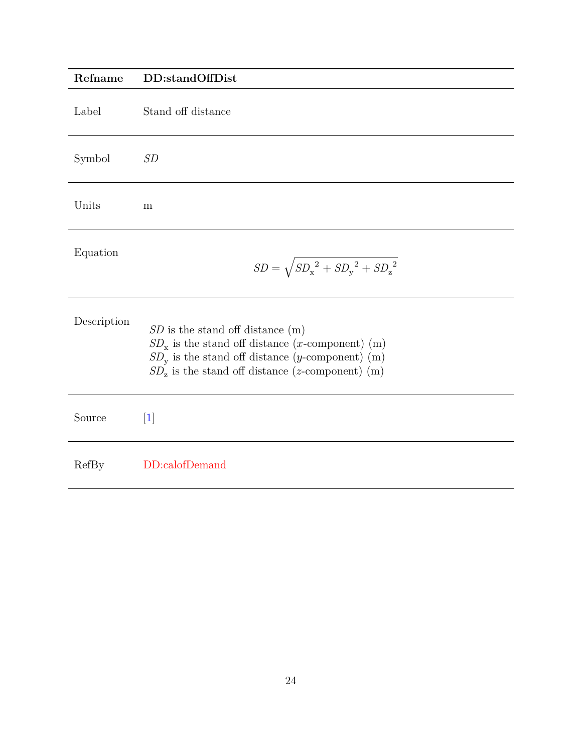| Refname | DD:standOffDist |
|---|---|
| Label | Stand off distance |
| Symbol | $SD$ |
| Units | m |
| Equation | $$SD = \sqrt{{SD_{\text{x}}}^2 + {SD_{\text{y}}}^2 + {SD_{\text{z}}}^2}$$ |
| Description | $SD$ is the stand off distance (m)<br>$SD_{\text{x}}$ is the stand off distance ($x$-component) (m)<br>$SD_{\text{y}}$ is the stand off distance ($y$-component) (m)<br>$SD_{\text{z}}$ is the stand off distance ($z$-component) (m) |
| Source | [1] |
| RefBy | DD:calofDemand |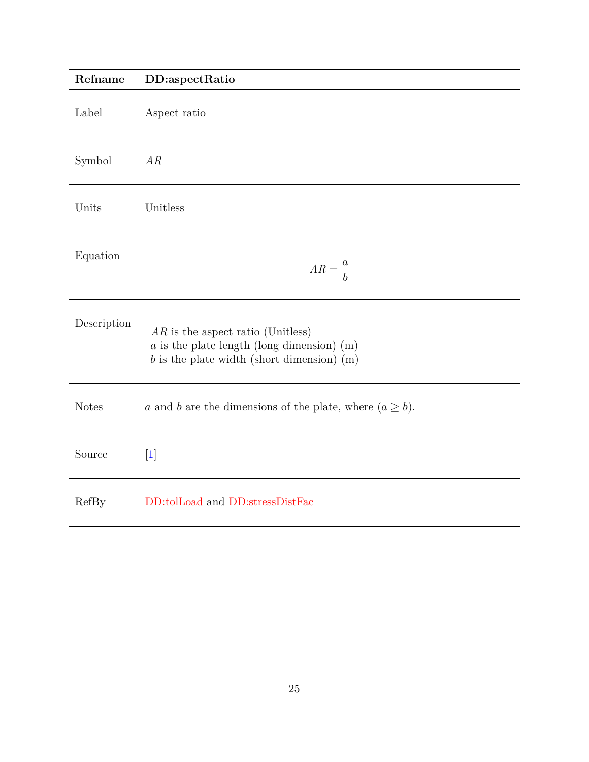| Refname | DD:aspectRatio |
| --- | --- |
| Label | Aspect ratio |
| Symbol | $AR$ |
| Units | Unitless |
| Equation | $$AR = \frac{a}{b}$$ |
| Description | $AR$ is the aspect ratio (Unitless)<br>$a$ is the plate length (long dimension) (m)<br>$b$ is the plate width (short dimension) (m) |
| Notes | $a$ and $b$ are the dimensions of the plate, where ($a \geq b$). |
| Source | [1] |
| RefBy | DD:tolLoad and DD:stressDistFac |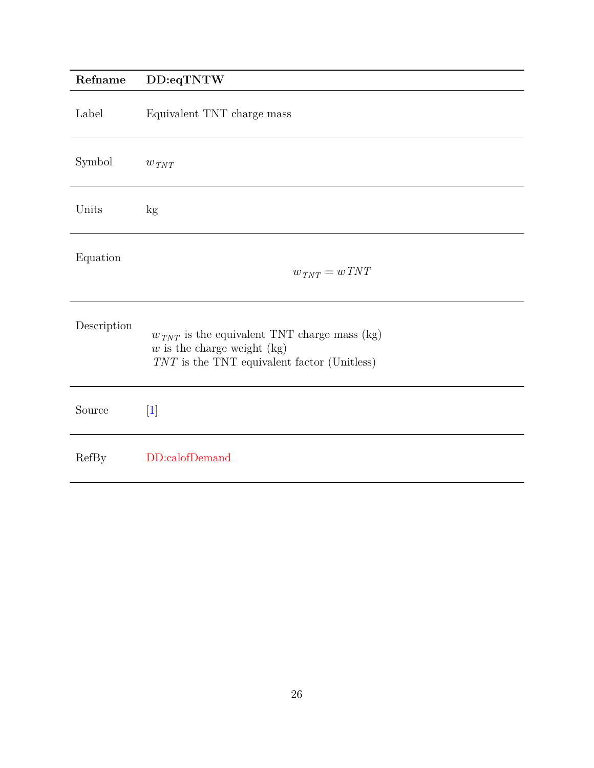| Refname | DD:eqTNTW |
|---|---|
| Label | Equivalent TNT charge mass |
| Symbol | $w_{TNT}$ |
| Units | kg |
| Equation | $$w_{TNT} = w \, TNT$$ |
| Description | $w_{TNT}$ is the equivalent TNT charge mass (kg)<br>$w$ is the charge weight (kg)<br>$TNT$ is the TNT equivalent factor (Unitless) |
| Source | [1] |
| RefBy | DD:calofDemand |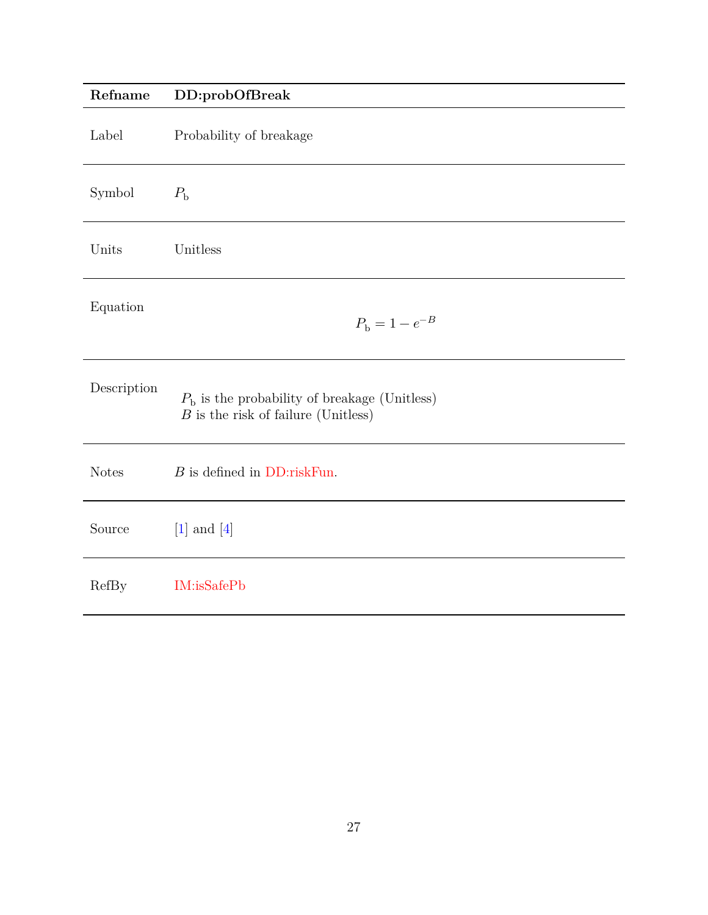| Refname | DD:probOfBreak |
| --- | --- |
| Label | Probability of breakage |
| Symbol | $P_{\text{b}}$ |
| Units | Unitless |
| Equation | $$P_{\text{b}} = 1 - e^{-B}$$ |
| Description | $P_{\text{b}}$ is the probability of breakage (Unitless) <br> $B$ is the risk of failure (Unitless) |
| Notes | $B$ is defined in DD:riskFun. |
| Source | [1] and [4] |
| RefBy | IM:isSafePb |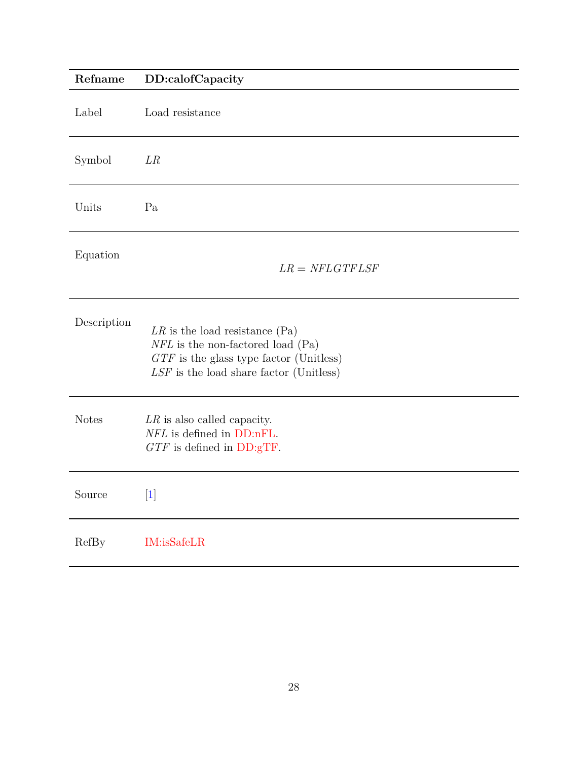| Refname | DD:calofCapacity |
|---|---|
| Label | Load resistance |
| Symbol | $LR$ |
| Units | Pa |
| Equation | $$LR = NFL\,GTF\,LSF$$ |
| Description | $LR$ is the load resistance (Pa)<br>$NFL$ is the non-factored load (Pa)<br>$GTF$ is the glass type factor (Unitless)<br>$LSF$ is the load share factor (Unitless) |
| Notes | $LR$ is also called capacity.<br>$NFL$ is defined in DD:nFL.<br>$GTF$ is defined in DD:gTF. |
| Source | [1] |
| RefBy | IM:isSafeLR |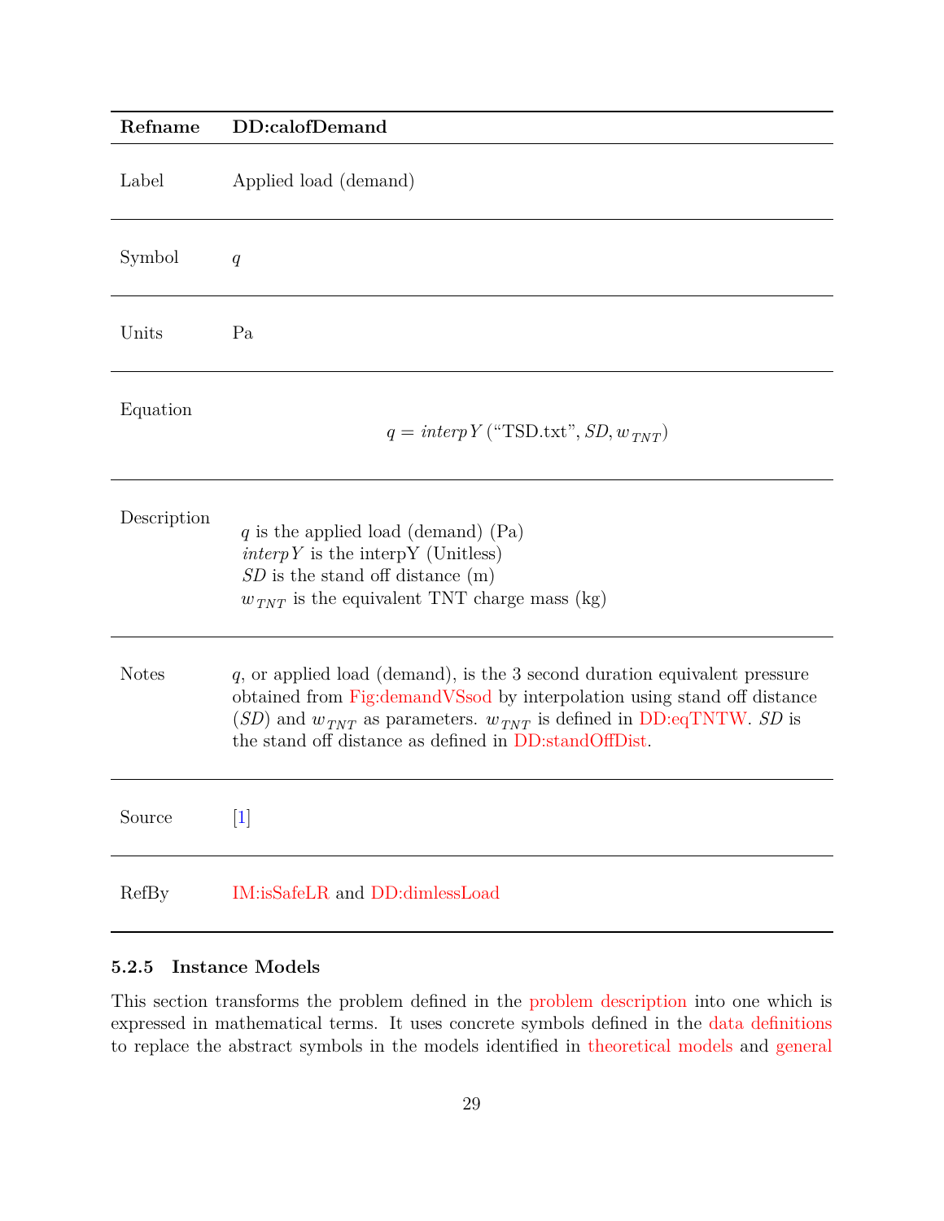| Refname | DD:calofDemand |
| --- | --- |
| Label | Applied load (demand) |
| Symbol | $q$ |
| Units | Pa |
| Equation | $$q = interpY\left(\text{“TSD.txt”}, SD, w_{TNT}\right)$$ |
| Description | $q$ is the applied load (demand) (Pa)<br>$interpY$ is the interpY (Unitless)<br>$SD$ is the stand off distance (m)<br>$w_{TNT}$ is the equivalent TNT charge mass (kg) |
| Notes | $q$, or applied load (demand), is the 3 second duration equivalent pressure obtained from Fig:demandVSsod by interpolation using stand off distance ($SD$) and $w_{TNT}$ as parameters. $w_{TNT}$ is defined in DD:eqTNTW. $SD$ is the stand off distance as defined in DD:standOffDist. |
| Source | [1] |
| RefBy | IM:isSafeLR and DD:dimlessLoad |

#### 5.2.5 Instance Models

This section transforms the problem defined in the problem description into one which is expressed in mathematical terms. It uses concrete symbols defined in the data definitions to replace the abstract symbols in the models identified in theoretical models and general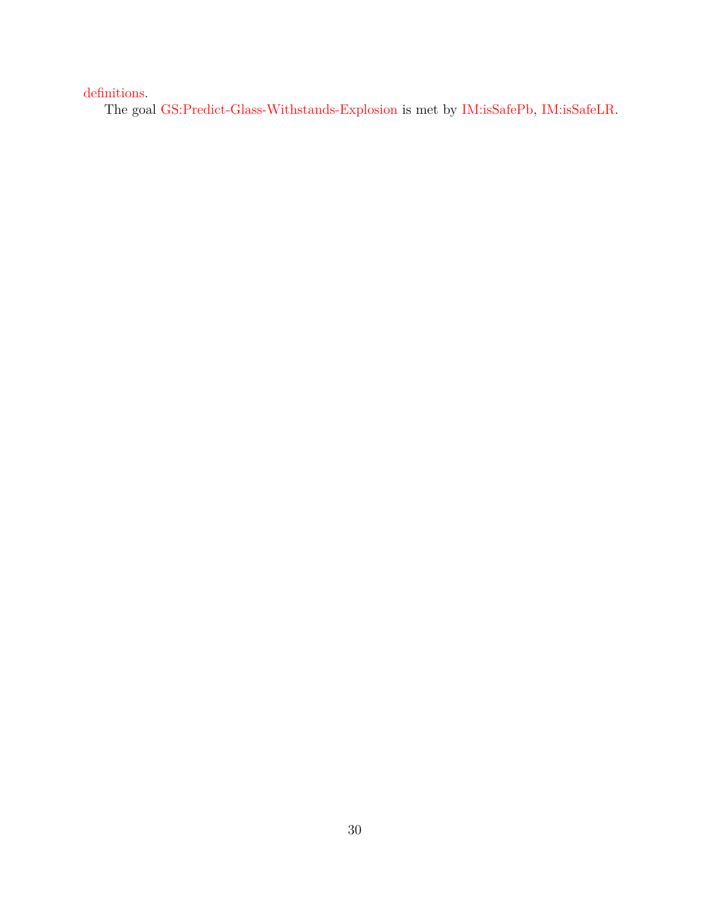definitions.

The goal GS:Predict-Glass-Withstands-Explosion is met by IM:isSafePb, IM:isSafeLR.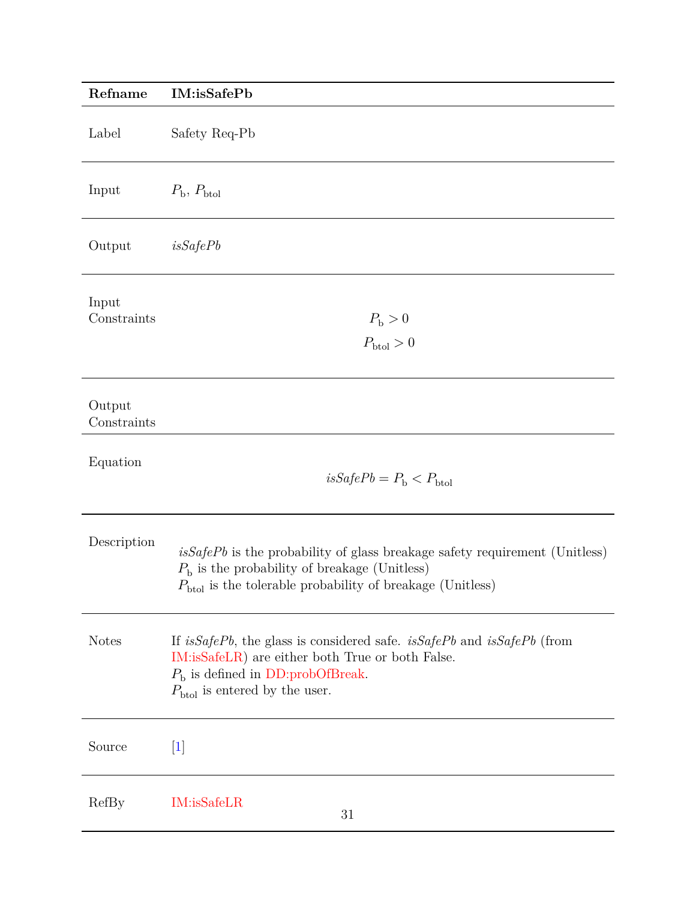| Refname | IM:isSafePb |
|---|---|
| Label | Safety Req-Pb |
| Input | $P_{\text{b}}$, $P_{\text{btol}}$ |
| Output | *isSafePb* |
| Input Constraints | $P_{\text{b}} > 0$ <br> $P_{\text{btol}} > 0$ |
| Output Constraints | |
| Equation | $\mathit{isSafePb} = P_{\text{b}} < P_{\text{btol}}$ |
| Description | *isSafePb* is the probability of glass breakage safety requirement (Unitless) <br> $P_{\text{b}}$ is the probability of breakage (Unitless) <br> $P_{\text{btol}}$ is the tolerable probability of breakage (Unitless) |
| Notes | If *isSafePb*, the glass is considered safe. *isSafePb* and *isSafePb* (from IM:isSafeLR) are either both True or both False. <br> $P_{\text{b}}$ is defined in DD:probOfBreak. <br> $P_{\text{btol}}$ is entered by the user. |
| Source | [1] |
| RefBy | IM:isSafeLR |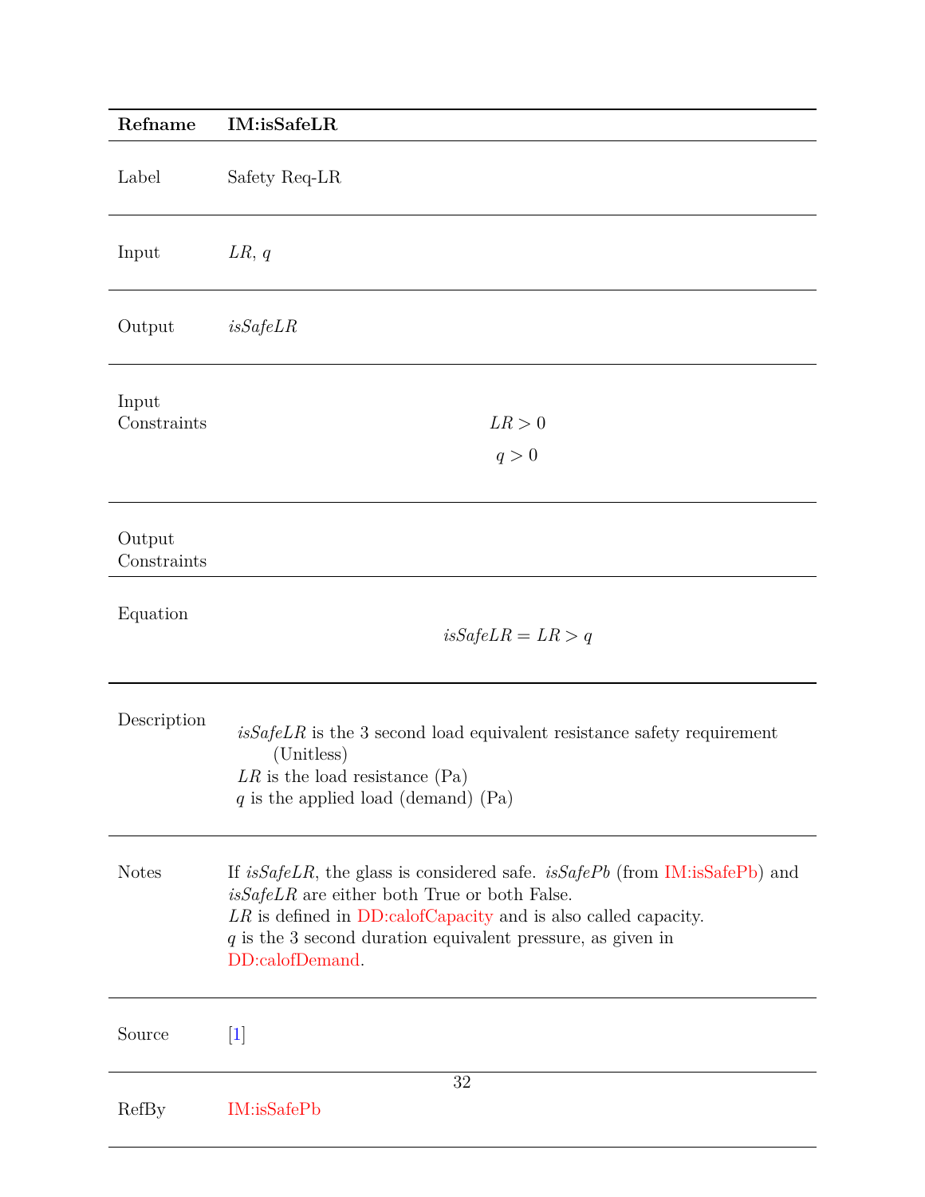| Refname | IM:isSafeLR |
|---|---|
| Label | Safety Req-LR |
| Input | $LR$, $q$ |
| Output | $isSafeLR$ |
| Input Constraints | $LR > 0$ <br> $q > 0$ |
| Output Constraints | |
| Equation | $isSafeLR = LR > q$ |
| Description | $isSafeLR$ is the 3 second load equivalent resistance safety requirement (Unitless) <br> $LR$ is the load resistance (Pa) <br> $q$ is the applied load (demand) (Pa) |
| Notes | If $isSafeLR$, the glass is considered safe. $isSafePb$ (from IM:isSafePb) and $isSafeLR$ are either both True or both False. <br> $LR$ is defined in DD:calofCapacity and is also called capacity. <br> $q$ is the 3 second duration equivalent pressure, as given in DD:calofDemand. |
| Source | [1] |
| RefBy | IM:isSafePb |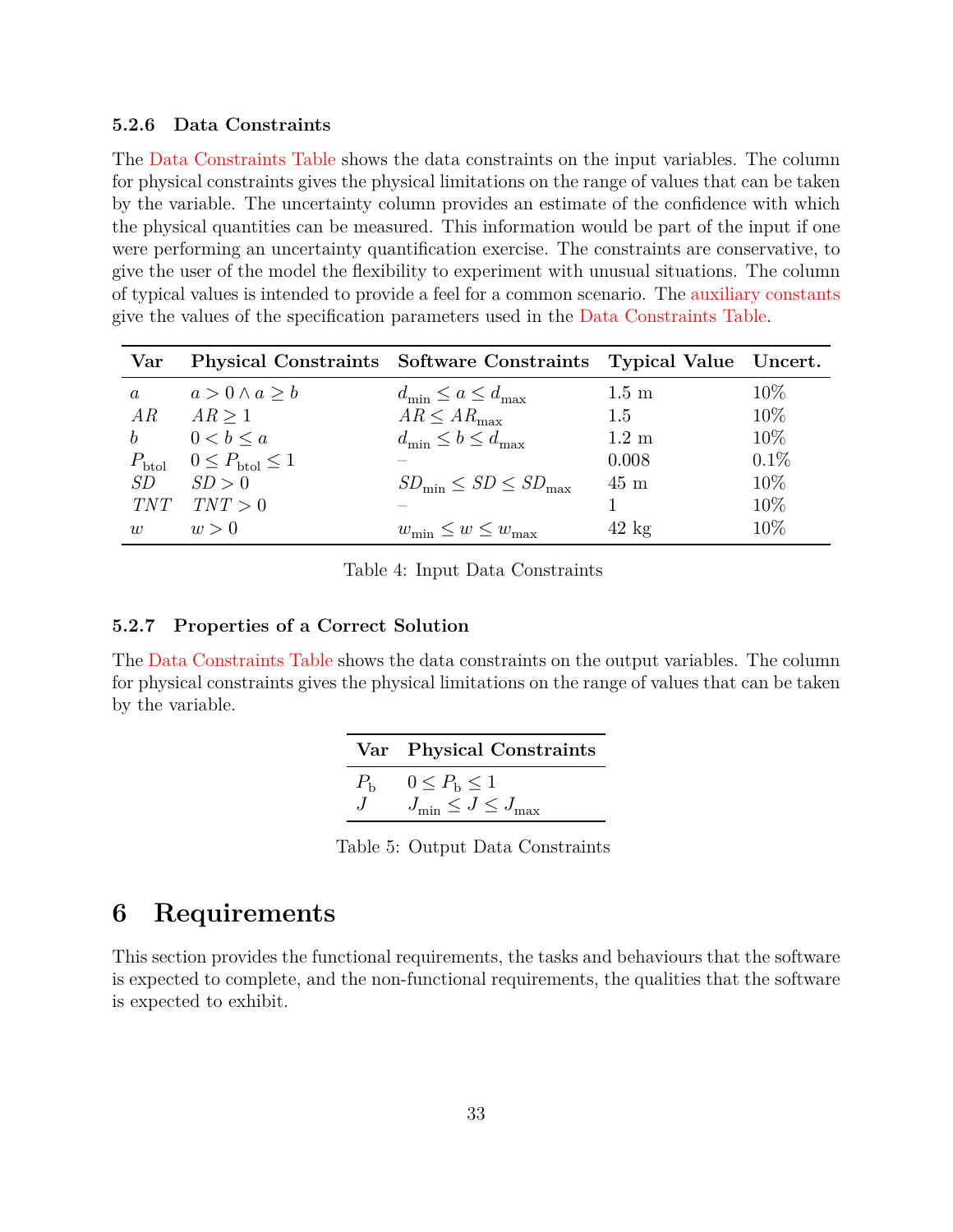### 5.2.6 Data Constraints

The Data Constraints Table shows the data constraints on the input variables. The column for physical constraints gives the physical limitations on the range of values that can be taken by the variable. The uncertainty column provides an estimate of the confidence with which the physical quantities can be measured. This information would be part of the input if one were performing an uncertainty quantification exercise. The constraints are conservative, to give the user of the model the flexibility to experiment with unusual situations. The column of typical values is intended to provide a feel for a common scenario. The auxiliary constants give the values of the specification parameters used in the Data Constraints Table.

| Var | Physical Constraints | Software Constraints | Typical Value | Uncert. |
|---|---|---|---|---|
| $a$ | $a > 0 \land a \geq b$ | $d_{\text{min}} \leq a \leq d_{\text{max}}$ | 1.5 m | 10% |
| $AR$ | $AR \geq 1$ | $AR \leq AR_{\text{max}}$ | 1.5 | 10% |
| $b$ | $0 < b \leq a$ | $d_{\text{min}} \leq b \leq d_{\text{max}}$ | 1.2 m | 10% |
| $P_{\text{btol}}$ | $0 \leq P_{\text{btol}} \leq 1$ | – | 0.008 | 0.1% |
| $SD$ | $SD > 0$ | $SD_{\text{min}} \leq SD \leq SD_{\text{max}}$ | 45 m | 10% |
| $TNT$ | $TNT > 0$ | – | 1 | 10% |
| $w$ | $w > 0$ | $w_{\text{min}} \leq w \leq w_{\text{max}}$ | 42 kg | 10% |

Table 4: Input Data Constraints

### 5.2.7 Properties of a Correct Solution

The Data Constraints Table shows the data constraints on the output variables. The column for physical constraints gives the physical limitations on the range of values that can be taken by the variable.

| Var | Physical Constraints |
|---|---|
| $P_{\text{b}}$ | $0 \leq P_{\text{b}} \leq 1$ |
| $J$ | $J_{\text{min}} \leq J \leq J_{\text{max}}$ |

Table 5: Output Data Constraints

# 6 Requirements

This section provides the functional requirements, the tasks and behaviours that the software is expected to complete, and the non-functional requirements, the qualities that the software is expected to exhibit.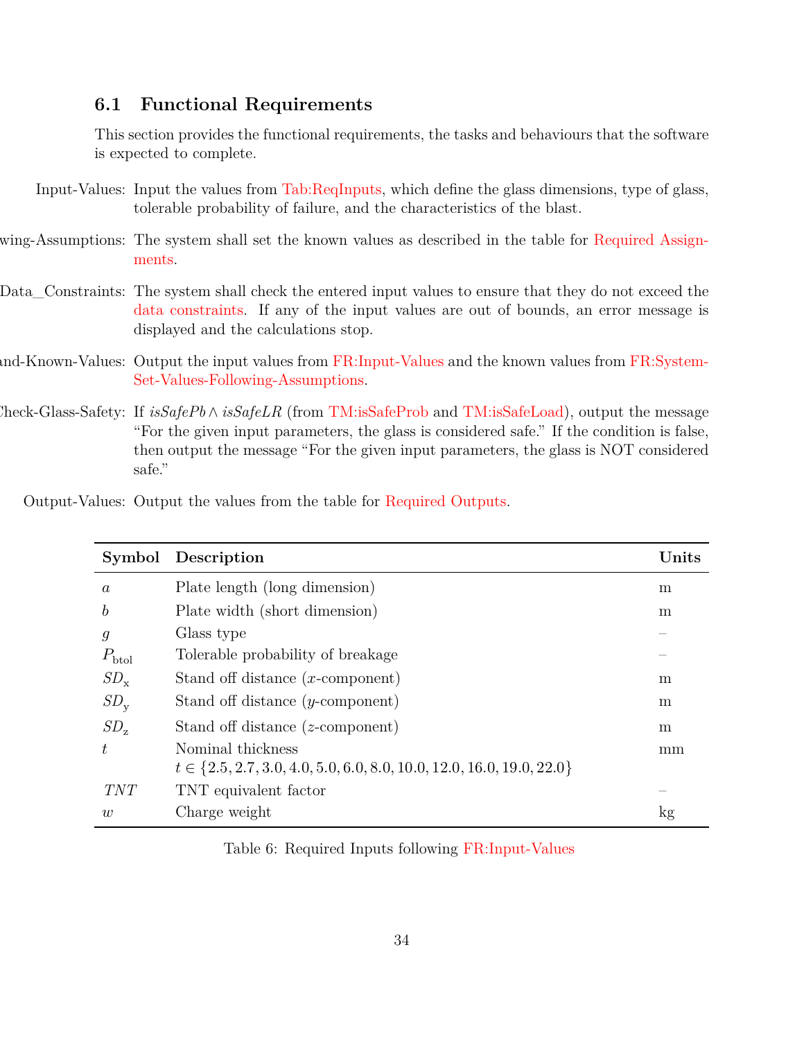## 6.1 Functional Requirements

This section provides the functional requirements, the tasks and behaviours that the software is expected to complete.

wing-Assumptions: The system shall set the known values as described in the table for Required Assignments.

Input-Values: Input the values from Tab:ReqInputs, which define the glass dimensions, type of glass, tolerable probability of failure, and the characteristics of the blast.

Data_Constraints: The system shall check the entered input values to ensure that they do not exceed the data constraints. If any of the input values are out of bounds, an error message is displayed and the calculations stop.

nd-Known-Values: Output the input values from FR:Input-Values and the known values from FR:System-Set-Values-Following-Assumptions.

Check-Glass-Safety: If $isSafePb \wedge isSafeLR$ (from TM:isSafeProb and TM:isSafeLoad), output the message "For the given input parameters, the glass is considered safe." If the condition is false, then output the message "For the given input parameters, the glass is NOT considered safe."

Output-Values: Output the values from the table for Required Outputs.

| Symbol | Description | Units |
|---|---|---|
| $a$ | Plate length (long dimension) | m |
| $b$ | Plate width (short dimension) | m |
| $g$ | Glass type | – |
| $P_{\text{btol}}$ | Tolerable probability of breakage | – |
| $SD_{\text{x}}$ | Stand off distance ($x$-component) | m |
| $SD_{\text{y}}$ | Stand off distance ($y$-component) | m |
| $SD_{\text{z}}$ | Stand off distance ($z$-component) | m |
| $t$ | Nominal thickness $t \in \{2.5, 2.7, 3.0, 4.0, 5.0, 6.0, 8.0, 10.0, 12.0, 16.0, 19.0, 22.0\}$ | mm |
| $TNT$ | TNT equivalent factor | – |
| $w$ | Charge weight | kg |

Table 6: Required Inputs following FR:Input-Values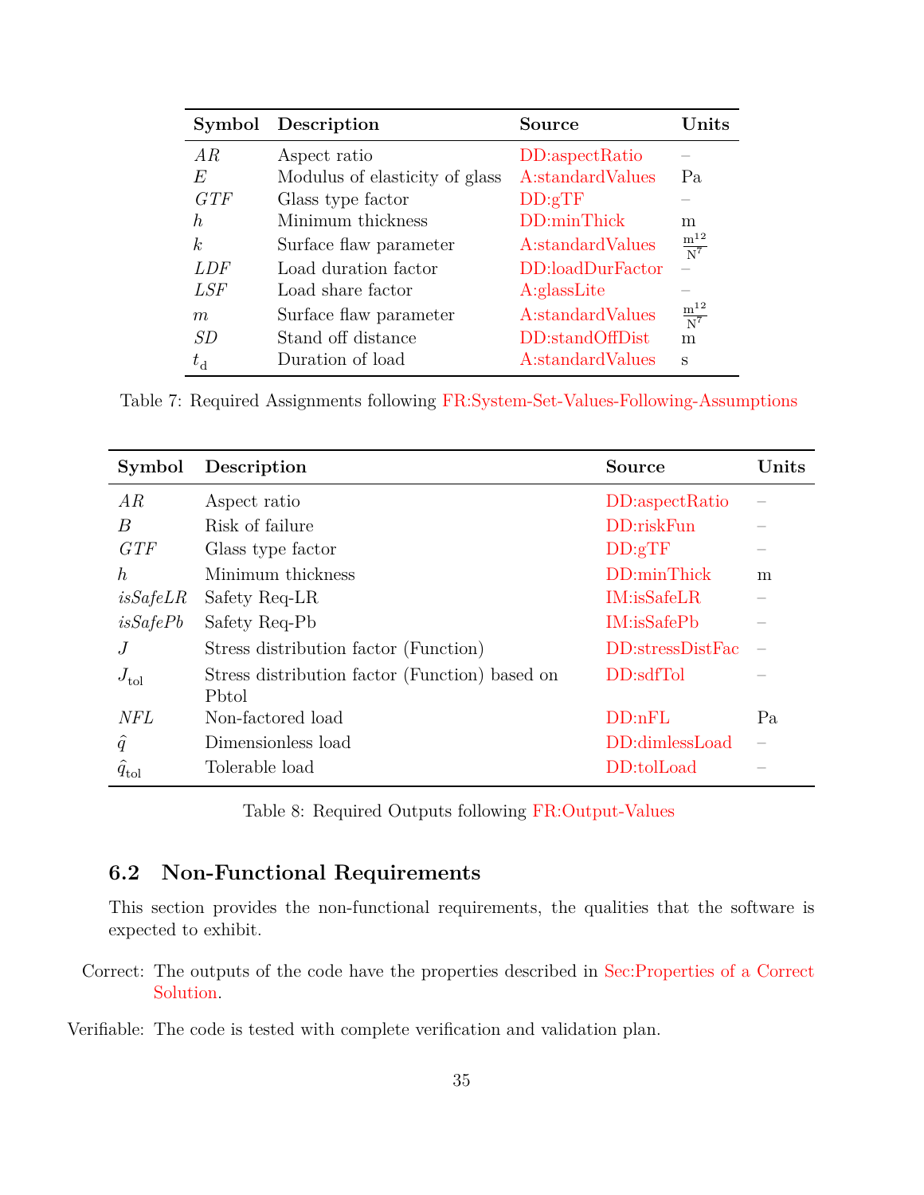| Symbol | Description | Source | Units |
|---|---|---|---|
| $AR$ | Aspect ratio | DD:aspectRatio | – |
| $E$ | Modulus of elasticity of glass | A:standardValues | Pa |
| $GTF$ | Glass type factor | DD:gTF | – |
| $h$ | Minimum thickness | DD:minThick | m |
| $k$ | Surface flaw parameter | A:standardValues | $\frac{\text{m}^{12}}{\text{N}^{7}}$ |
| $LDF$ | Load duration factor | DD:loadDurFactor | – |
| $LSF$ | Load share factor | A:glassLite | – |
| $m$ | Surface flaw parameter | A:standardValues | $\frac{\text{m}^{12}}{\text{N}^{7}}$ |
| $SD$ | Stand off distance | DD:standOffDist | m |
| $t_{\text{d}}$ | Duration of load | A:standardValues | s |

Table 7: Required Assignments following FR:System-Set-Values-Following-Assumptions

| Symbol | Description | Source | Units |
|---|---|---|---|
| $AR$ | Aspect ratio | DD:aspectRatio | – |
| $B$ | Risk of failure | DD:riskFun | – |
| $GTF$ | Glass type factor | DD:gTF | – |
| $h$ | Minimum thickness | DD:minThick | m |
| $isSafeLR$ | Safety Req-LR | IM:isSafeLR | – |
| $isSafePb$ | Safety Req-Pb | IM:isSafePb | – |
| $J$ | Stress distribution factor (Function) | DD:stressDistFac | – |
| $J_{\text{tol}}$ | Stress distribution factor (Function) based on Pbtol | DD:sdfTol | – |
| $NFL$ | Non-factored load | DD:nFL | Pa |
| $\hat{q}$ | Dimensionless load | DD:dimlessLoad | – |
| $\hat{q}_{\text{tol}}$ | Tolerable load | DD:tolLoad | – |

Table 8: Required Outputs following FR:Output-Values

## 6.2 Non-Functional Requirements

This section provides the non-functional requirements, the qualities that the software is expected to exhibit.

Correct: The outputs of the code have the properties described in Sec:Properties of a Correct Solution.

Verifiable: The code is tested with complete verification and validation plan.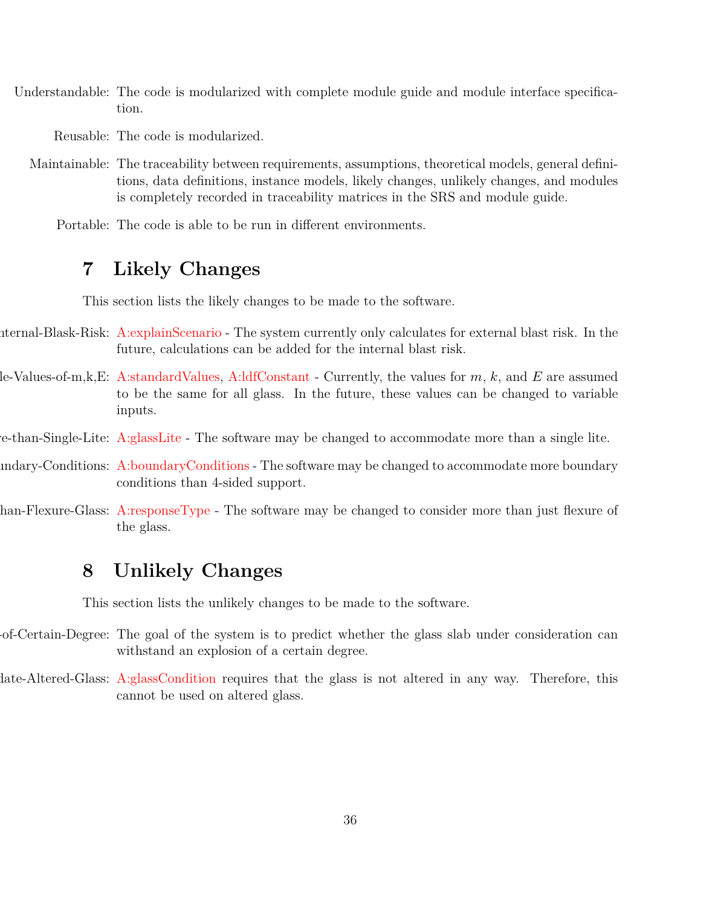Understandable: The code is modularized with complete module guide and module interface specification.

Reusable: The code is modularized.

Maintainable: The traceability between requirements, assumptions, theoretical models, general definitions, data definitions, instance models, likely changes, unlikely changes, and modules is completely recorded in traceability matrices in the SRS and module guide.

Portable: The code is able to be run in different environments.

# 7 Likely Changes

This section lists the likely changes to be made to the software.

nternal-Blask-Risk: A:explainScenario - The system currently only calculates for external blast risk. In the future, calculations can be added for the internal blast risk.

le-Values-of-m,k,E: A:standardValues, A:ldfConstant - Currently, the values for $m$, $k$, and $E$ are assumed to be the same for all glass. In the future, these values can be changed to variable inputs.

re-than-Single-Lite: A:glassLite - The software may be changed to accommodate more than a single lite.

undary-Conditions: A:boundaryConditions - The software may be changed to accommodate more boundary conditions than 4-sided support.

han-Flexure-Glass: A:responseType - The software may be changed to consider more than just flexure of the glass.

# 8 Unlikely Changes

This section lists the unlikely changes to be made to the software.

-of-Certain-Degree: The goal of the system is to predict whether the glass slab under consideration can withstand an explosion of a certain degree.

date-Altered-Glass: A:glassCondition requires that the glass is not altered in any way. Therefore, this cannot be used on altered glass.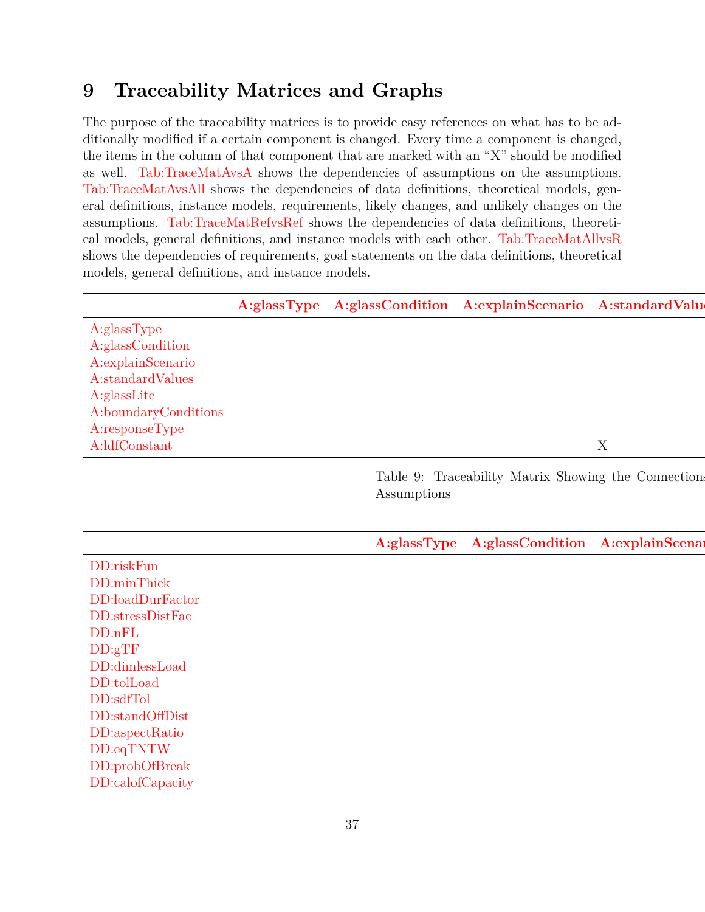# 9 Traceability Matrices and Graphs

The purpose of the traceability matrices is to provide easy references on what has to be additionally modified if a certain component is changed. Every time a component is changed, the items in the column of that component that are marked with an "X" should be modified as well. Tab:TraceMatAvsA shows the dependencies of assumptions on the assumptions. Tab:TraceMatAvsAll shows the dependencies of data definitions, theoretical models, general definitions, instance models, requirements, likely changes, and unlikely changes on the assumptions. Tab:TraceMatRefvsRef shows the dependencies of data definitions, theoretical models, general definitions, and instance models with each other. Tab:TraceMatAllvsR shows the dependencies of requirements, goal statements on the data definitions, theoretical models, general definitions, and instance models.

| | A:glassType | A:glassCondition | A:explainScenario | A:standardValue |
|---|---|---|---|---|
| A:glassType | | | | |
| A:glassCondition | | | | |
| A:explainScenario | | | | |
| A:standardValues | | | | |
| A:glassLite | | | | |
| A:boundaryConditions | | | | |
| A:responseType | | | | |
| A:ldfConstant | | | | X |

Table 9: Traceability Matrix Showing the Connections
Assumptions

| | A:glassType | A:glassCondition | A:explainScenar |
|---|---|---|---|
| DD:riskFun | | | |
| DD:minThick | | | |
| DD:loadDurFactor | | | |
| DD:stressDistFac | | | |
| DD:nFL | | | |
| DD:gTF | | | |
| DD:dimlessLoad | | | |
| DD:tolLoad | | | |
| DD:sdfTol | | | |
| DD:standOffDist | | | |
| DD:aspectRatio | | | |
| DD:eqTNTW | | | |
| DD:probOfBreak | | | |
| DD:calofCapacity | | | |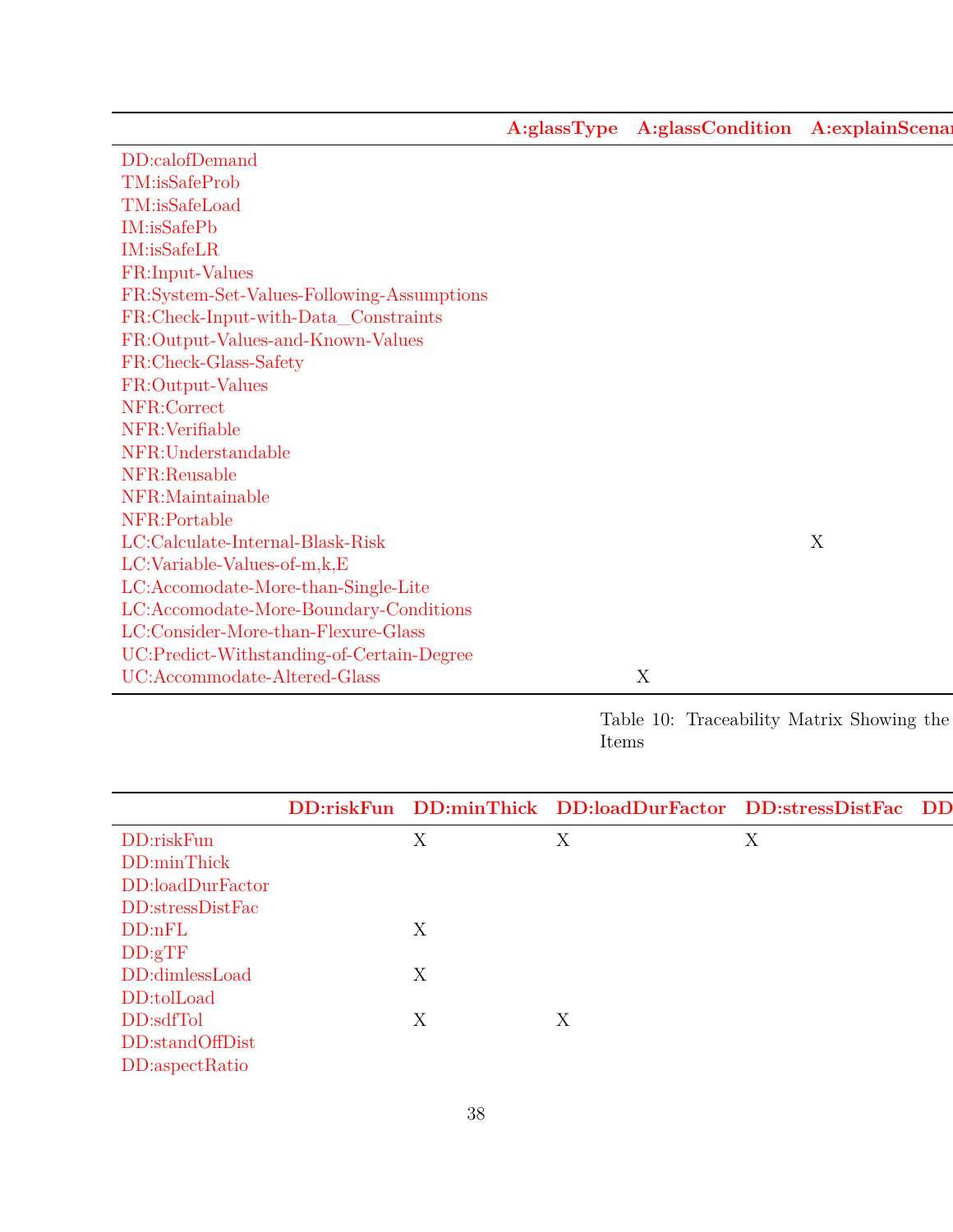| | A:glassType | A:glassCondition | A:explainScenar |
|---|---|---|---|
| DD:calofDemand | | | |
| TM:isSafeProb | | | |
| TM:isSafeLoad | | | |
| IM:isSafePb | | | |
| IM:isSafeLR | | | |
| FR:Input-Values | | | |
| FR:System-Set-Values-Following-Assumptions | | | |
| FR:Check-Input-with-Data_Constraints | | | |
| FR:Output-Values-and-Known-Values | | | |
| FR:Check-Glass-Safety | | | |
| FR:Output-Values | | | |
| NFR:Correct | | | |
| NFR:Verifiable | | | |
| NFR:Understandable | | | |
| NFR:Reusable | | | |
| NFR:Maintainable | | | |
| NFR:Portable | | | |
| LC:Calculate-Internal-Blask-Risk | | | X |
| LC:Variable-Values-of-m,k,E | | | |
| LC:Accomodate-More-than-Single-Lite | | | |
| LC:Accomodate-More-Boundary-Conditions | | | |
| LC:Consider-More-than-Flexure-Glass | | | |
| UC:Predict-Withstanding-of-Certain-Degree | | | |
| UC:Accommodate-Altered-Glass | | X | |

Table 10: Traceability Matrix Showing the
Items

| | DD:riskFun | DD:minThick | DD:loadDurFactor | DD:stressDistFac | DD |
|---|---|---|---|---|---|
| DD:riskFun | | X | X | X | |
| DD:minThick | | | | | |
| DD:loadDurFactor | | | | | |
| DD:stressDistFac | | | | | |
| DD:nFL | | X | | | |
| DD:gTF | | | | | |
| DD:dimlessLoad | | X | | | |
| DD:tolLoad | | | | | |
| DD:sdfTol | | X | X | | |
| DD:standOffDist | | | | | |
| DD:aspectRatio | | | | | |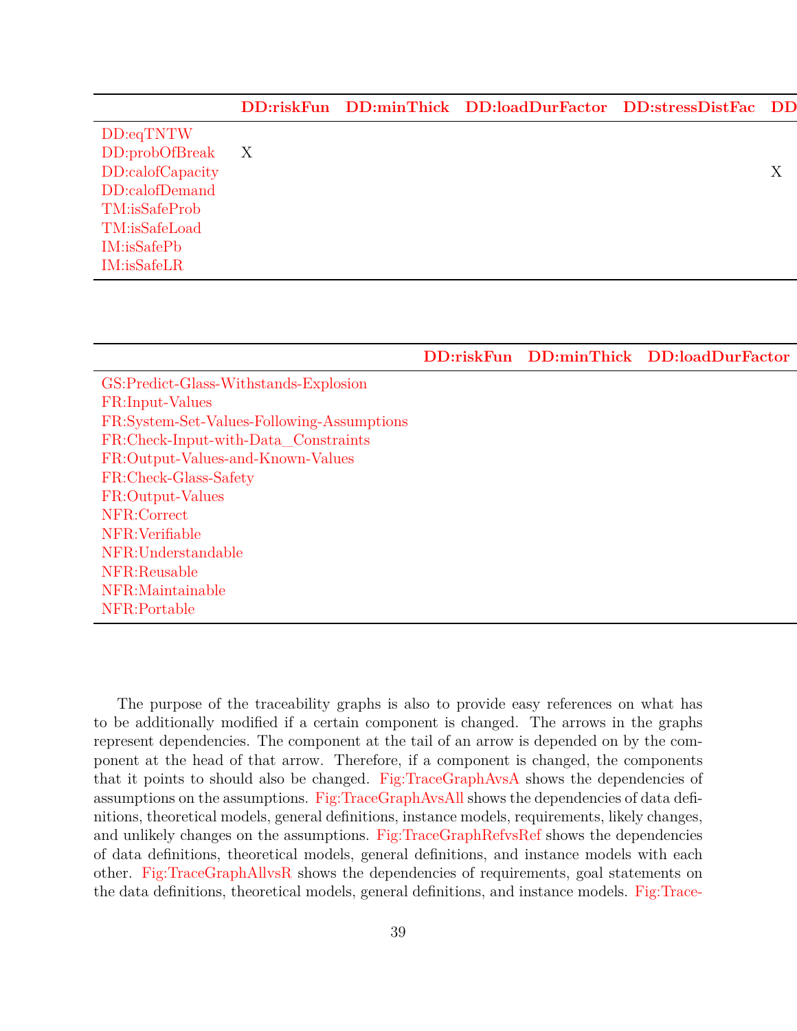| | DD:riskFun | DD:minThick | DD:loadDurFactor | DD:stressDistFac | DD |
|---|---|---|---|---|---|
| DD:eqTNTW | | | | | |
| DD:probOfBreak | X | | | | |
| DD:calofCapacity | | | | | X |
| DD:calofDemand | | | | | |
| TM:isSafeProb | | | | | |
| TM:isSafeLoad | | | | | |
| IM:isSafePb | | | | | |
| IM:isSafeLR | | | | | |

| | DD:riskFun | DD:minThick | DD:loadDurFactor |
|---|---|---|---|
| GS:Predict-Glass-Withstands-Explosion | | | |
| FR:Input-Values | | | |
| FR:System-Set-Values-Following-Assumptions | | | |
| FR:Check-Input-with-Data_Constraints | | | |
| FR:Output-Values-and-Known-Values | | | |
| FR:Check-Glass-Safety | | | |
| FR:Output-Values | | | |
| NFR:Correct | | | |
| NFR:Verifiable | | | |
| NFR:Understandable | | | |
| NFR:Reusable | | | |
| NFR:Maintainable | | | |
| NFR:Portable | | | |

The purpose of the traceability graphs is also to provide easy references on what has to be additionally modified if a certain component is changed. The arrows in the graphs represent dependencies. The component at the tail of an arrow is depended on by the component at the head of that arrow. Therefore, if a component is changed, the components that it points to should also be changed. Fig:TraceGraphAvsA shows the dependencies of assumptions on the assumptions. Fig:TraceGraphAvsAll shows the dependencies of data definitions, theoretical models, general definitions, instance models, requirements, likely changes, and unlikely changes on the assumptions. Fig:TraceGraphRefvsRef shows the dependencies of data definitions, theoretical models, general definitions, and instance models with each other. Fig:TraceGraphAllvsR shows the dependencies of requirements, goal statements on the data definitions, theoretical models, general definitions, and instance models. Fig:Trace-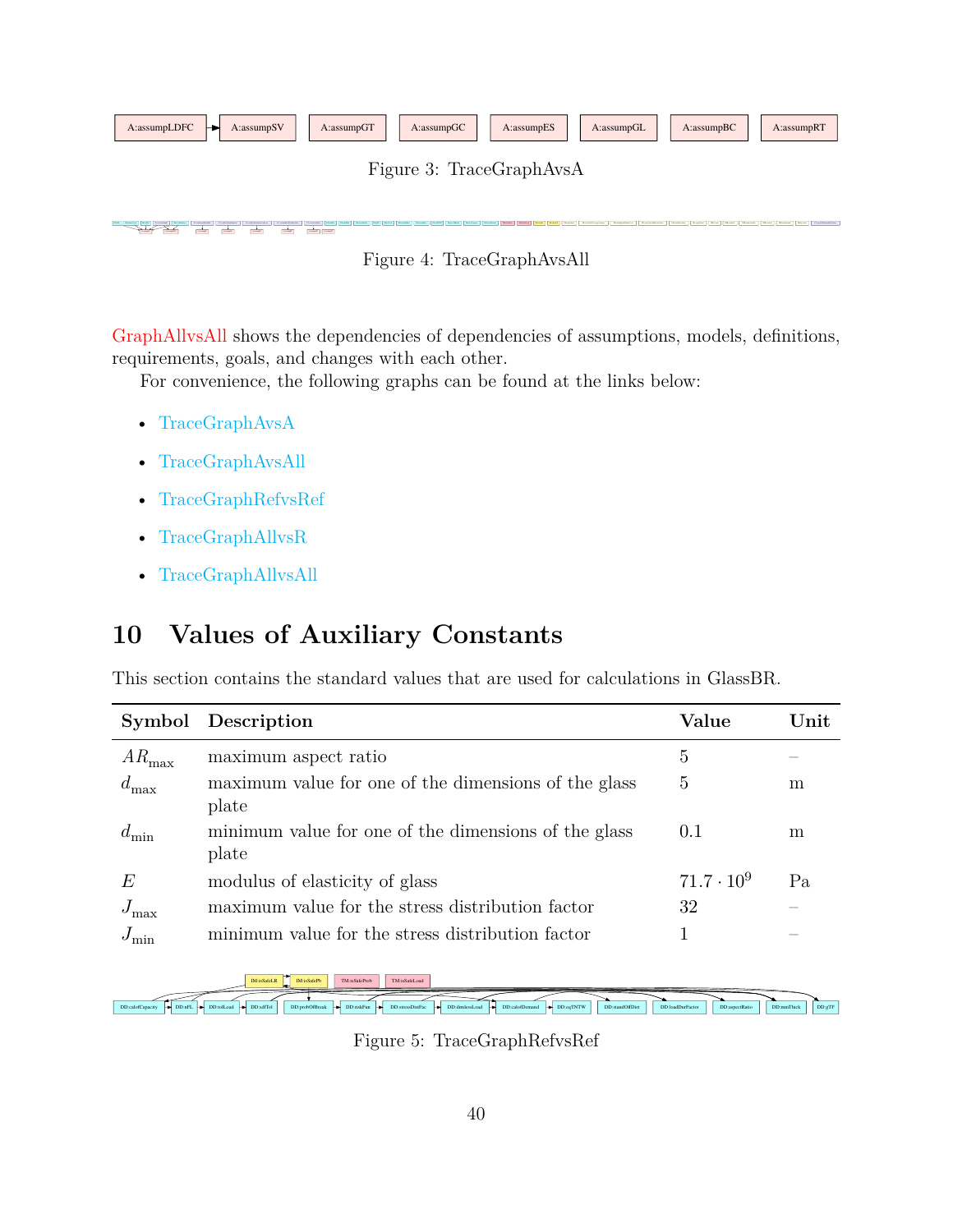A:assumpLDFC → A:assumpSV   A:assumpGT   A:assumpGC   A:assumpES   A:assumpGL   A:assumpBC   A:assumpRT

Figure 3: TraceGraphAvsA

Figure 4: TraceGraphAvsAll

GraphAllvsAll shows the dependencies of dependencies of assumptions, models, definitions, requirements, goals, and changes with each other.

For convenience, the following graphs can be found at the links below:

- TraceGraphAvsA
- TraceGraphAvsAll
- TraceGraphRefvsRef
- TraceGraphAllvsR
- TraceGraphAllvsAll

# 10 Values of Auxiliary Constants

This section contains the standard values that are used for calculations in GlassBR.

| Symbol | Description | Value | Unit |
|---|---|---|---|
| $AR_{\text{max}}$ | maximum aspect ratio | 5 | – |
| $d_{\text{max}}$ | maximum value for one of the dimensions of the glass plate | 5 | m |
| $d_{\text{min}}$ | minimum value for one of the dimensions of the glass plate | 0.1 | m |
| $E$ | modulus of elasticity of glass | $71.7 \cdot 10^9$ | Pa |
| $J_{\text{max}}$ | maximum value for the stress distribution factor | 32 | – |
| $J_{\text{min}}$ | minimum value for the stress distribution factor | 1 | – |

Figure 5: TraceGraphRefvsRef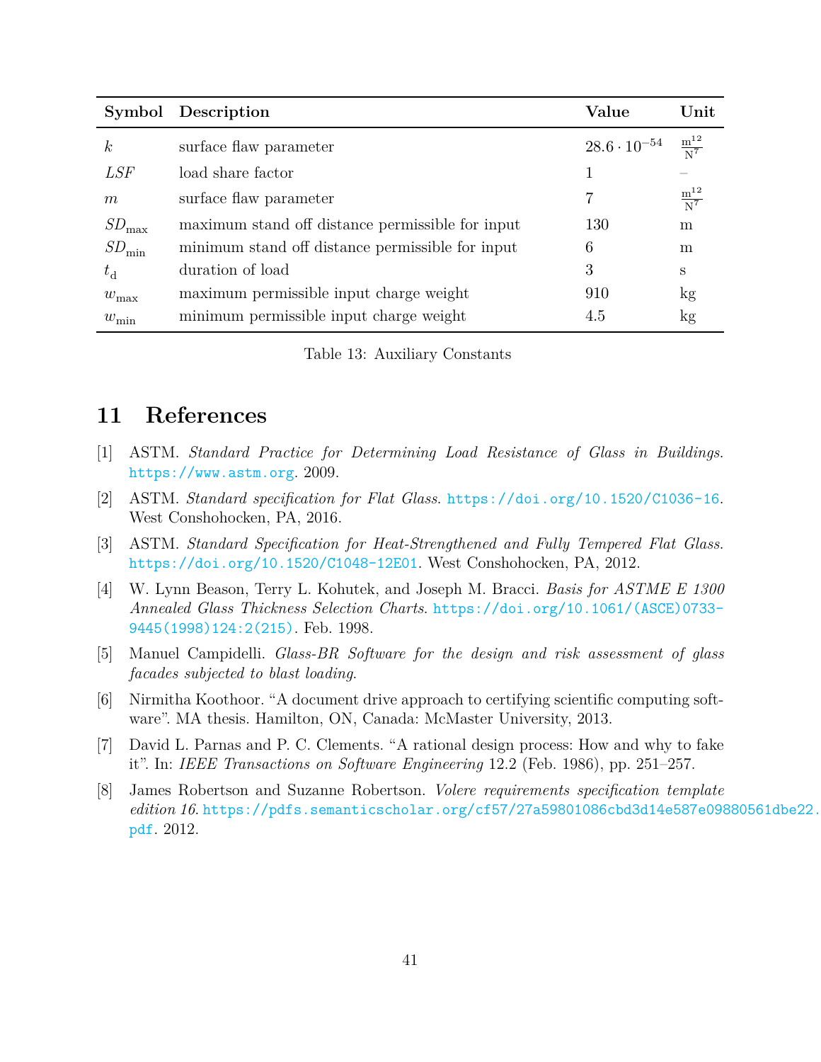| Symbol | Description | Value | Unit |
|---|---|---|---|
| $k$ | surface flaw parameter | $28.6 \cdot 10^{-54}$ | $\frac{\text{m}^{12}}{\text{N}^{7}}$ |
| $LSF$ | load share factor | 1 | – |
| $m$ | surface flaw parameter | 7 | $\frac{\text{m}^{12}}{\text{N}^{7}}$ |
| $SD_{\text{max}}$ | maximum stand off distance permissible for input | 130 | m |
| $SD_{\text{min}}$ | minimum stand off distance permissible for input | 6 | m |
| $t_{\text{d}}$ | duration of load | 3 | s |
| $w_{\text{max}}$ | maximum permissible input charge weight | 910 | kg |
| $w_{\text{min}}$ | minimum permissible input charge weight | 4.5 | kg |

Table 13: Auxiliary Constants

# 11 References

[1] ASTM. *Standard Practice for Determining Load Resistance of Glass in Buildings*. https://www.astm.org. 2009.

[2] ASTM. *Standard specification for Flat Glass*. https://doi.org/10.1520/C1036-16. West Conshohocken, PA, 2016.

[3] ASTM. *Standard Specification for Heat-Strengthened and Fully Tempered Flat Glass*. https://doi.org/10.1520/C1048-12E01. West Conshohocken, PA, 2012.

[4] W. Lynn Beason, Terry L. Kohutek, and Joseph M. Bracci. *Basis for ASTME E 1300 Annealed Glass Thickness Selection Charts*. https://doi.org/10.1061/(ASCE)0733-9445(1998)124:2(215). Feb. 1998.

[5] Manuel Campidelli. *Glass-BR Software for the design and risk assessment of glass facades subjected to blast loading*.

[6] Nirmitha Koothoor. "A document drive approach to certifying scientific computing software". MA thesis. Hamilton, ON, Canada: McMaster University, 2013.

[7] David L. Parnas and P. C. Clements. "A rational design process: How and why to fake it". In: *IEEE Transactions on Software Engineering* 12.2 (Feb. 1986), pp. 251–257.

[8] James Robertson and Suzanne Robertson. *Volere requirements specification template edition 16*. https://pdfs.semanticscholar.org/cf57/27a59801086cbd3d14e587e09880561dbe22.pdf. 2012.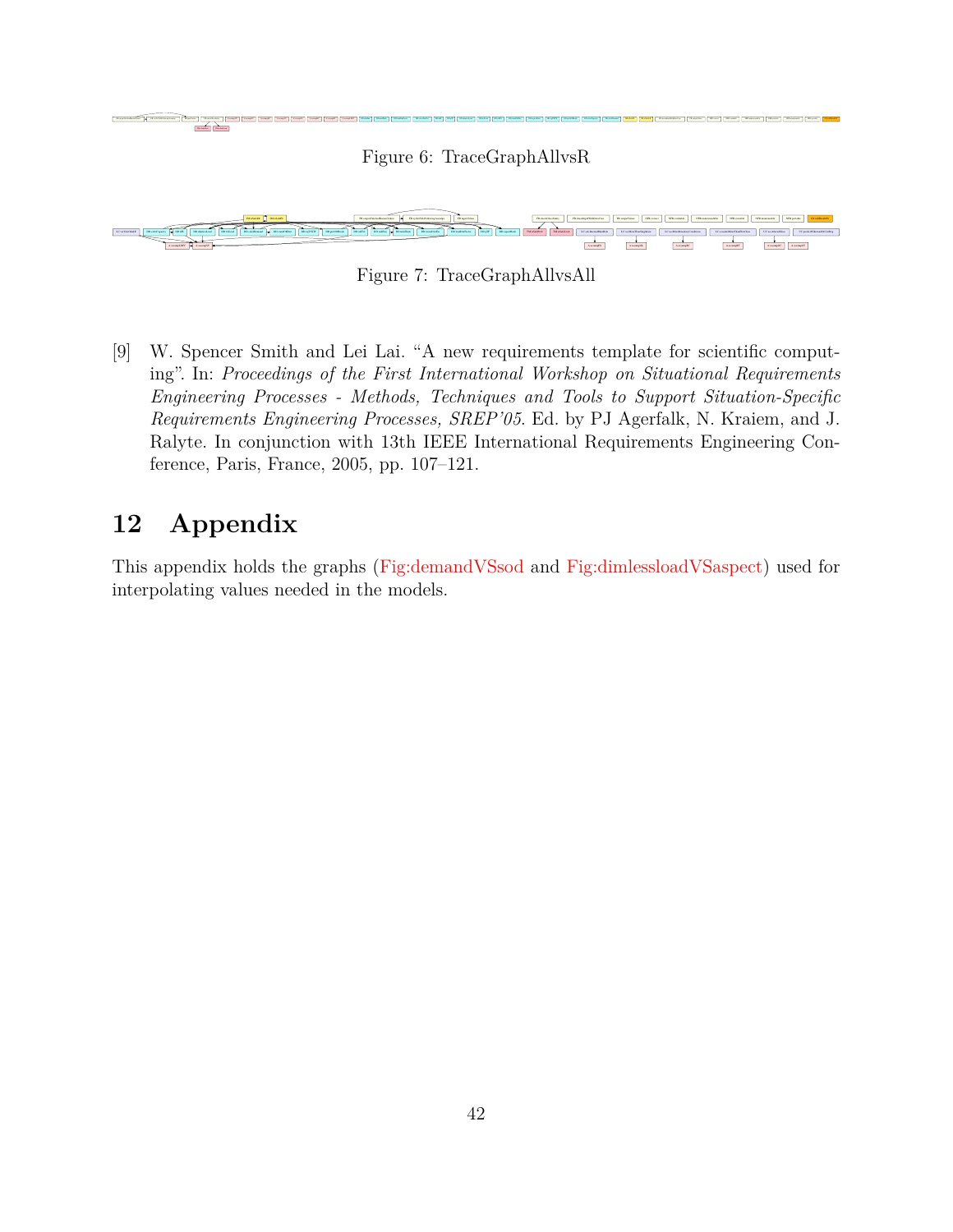Figure 6: TraceGraphAllvsR

Figure 7: TraceGraphAllvsAll

[9] W. Spencer Smith and Lei Lai. "A new requirements template for scientific computing". In: *Proceedings of the First International Workshop on Situational Requirements Engineering Processes - Methods, Techniques and Tools to Support Situation-Specific Requirements Engineering Processes, SREP'05*. Ed. by PJ Agerfalk, N. Kraiem, and J. Ralyte. In conjunction with 13th IEEE International Requirements Engineering Conference, Paris, France, 2005, pp. 107–121.

# 12 Appendix

This appendix holds the graphs (Fig:demandVSsod and Fig:dimlessloadVSaspect) used for interpolating values needed in the models.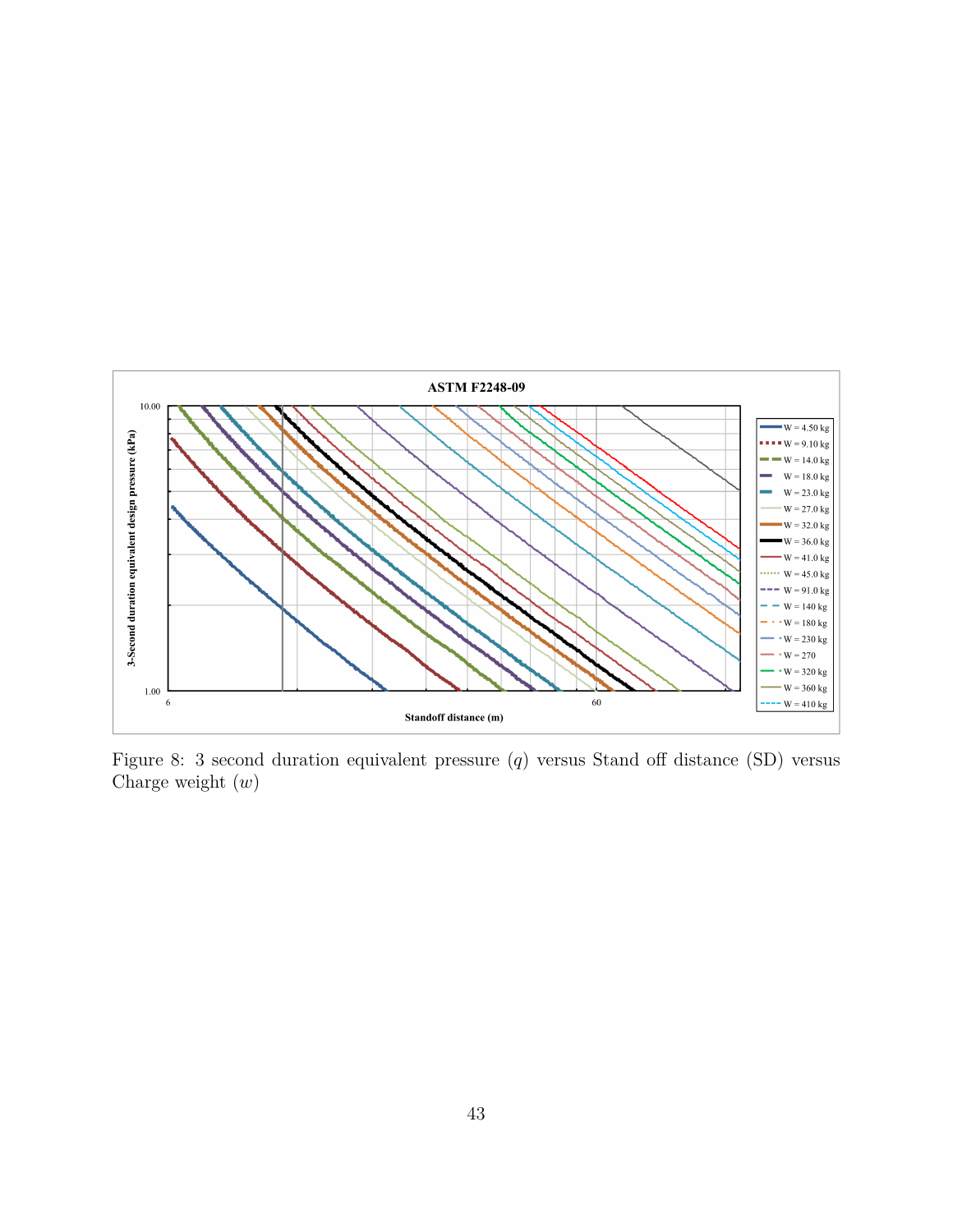Figure 8: 3 second duration equivalent pressure ($q$) versus Stand off distance (SD) versus Charge weight ($w$)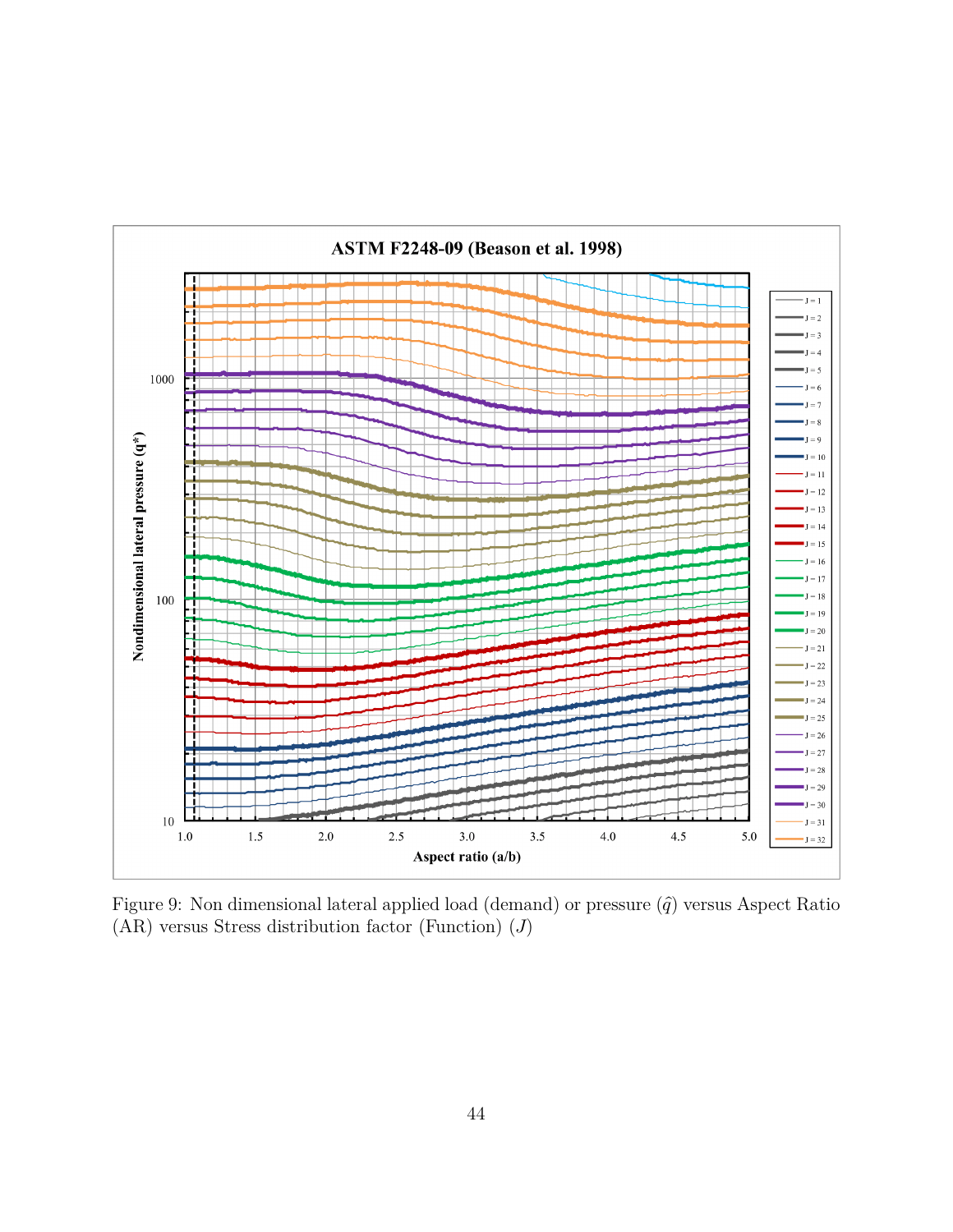ASTM F2248-09 (Beason et al. 1998)

Nondimensional lateral pressure (q*)

1000

100

10

1.0 1.5 2.0 2.5 3.0 3.5 4.0 4.5 5.0

Aspect ratio (a/b)

J = 1
J = 2
J = 3
J = 4
J = 5
J = 6
J = 7
J = 8
J = 9
J = 10
J = 11
J = 12
J = 13
J = 14
J = 15
J = 16
J = 17
J = 18
J = 19
J = 20
J = 21
J = 22
J = 23
J = 24
J = 25
J = 26
J = 27
J = 28
J = 29
J = 30
J = 31
J = 32

Figure 9: Non dimensional lateral applied load (demand) or pressure ($\hat{q}$) versus Aspect Ratio (AR) versus Stress distribution factor (Function) ($J$)